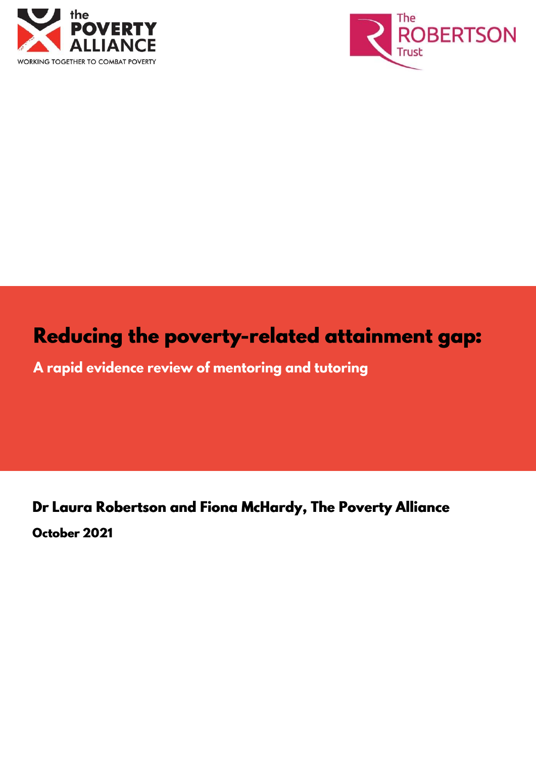the POVERTY ALLIANCE

WORKING TOGETHER TO COMBAT POVERTY

The ROBERTSON Trust

# Reducing the poverty-related attainment gap:

## A rapid evidence review of mentoring and tutoring

**Dr Laura Robertson and Fiona McHardy, The Poverty Alliance**

**October 2021**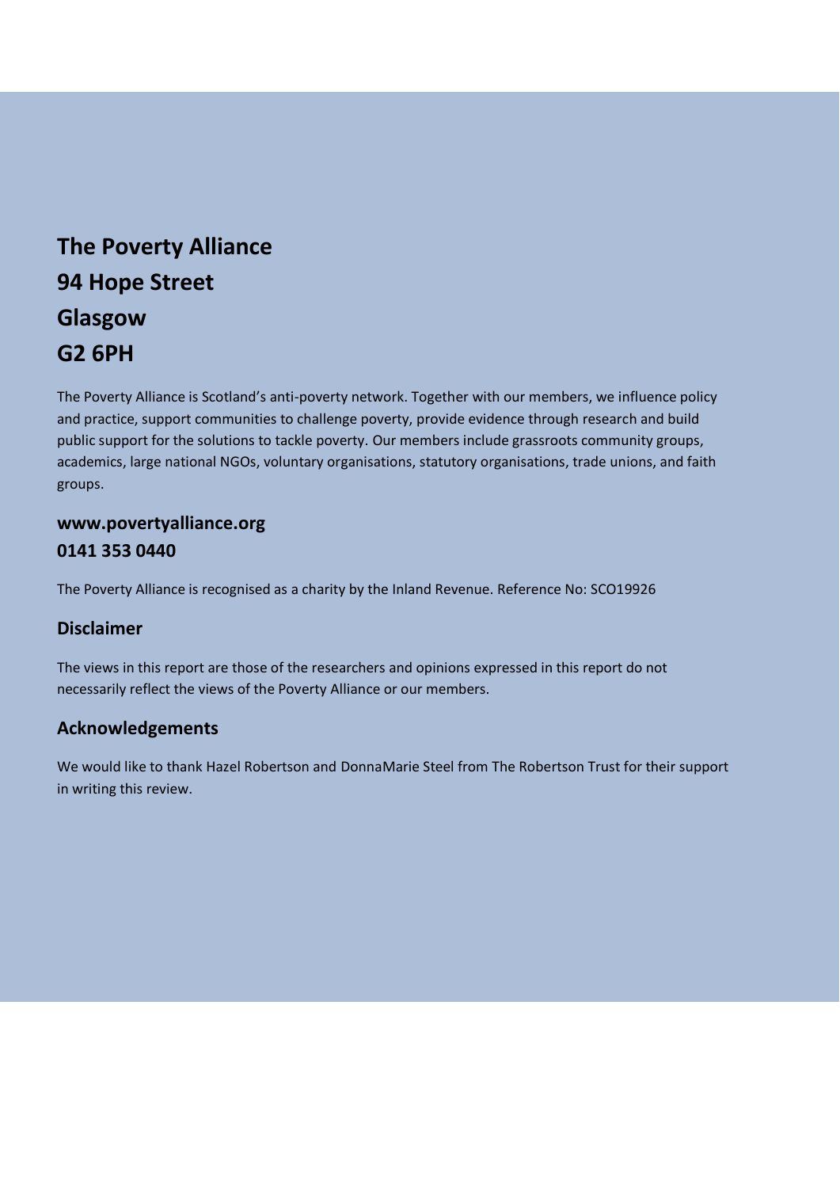**The Poverty Alliance**
**94 Hope Street**
**Glasgow**
**G2 6PH**

The Poverty Alliance is Scotland's anti-poverty network. Together with our members, we influence policy and practice, support communities to challenge poverty, provide evidence through research and build public support for the solutions to tackle poverty. Our members include grassroots community groups, academics, large national NGOs, voluntary organisations, statutory organisations, trade unions, and faith groups.

**www.povertyalliance.org**
**0141 353 0440**

The Poverty Alliance is recognised as a charity by the Inland Revenue. Reference No: SCO19926

## Disclaimer

The views in this report are those of the researchers and opinions expressed in this report do not necessarily reflect the views of the Poverty Alliance or our members.

## Acknowledgements

We would like to thank Hazel Robertson and DonnaMarie Steel from The Robertson Trust for their support in writing this review.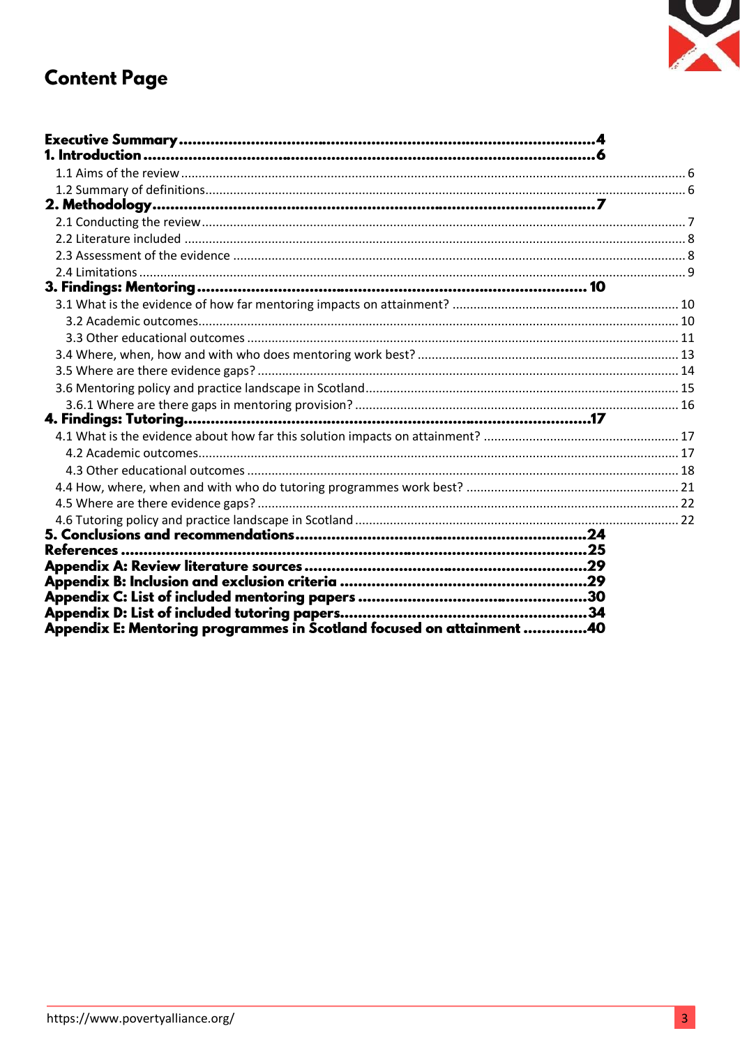# Content Page

**Executive Summary** .......... **4**

**1. Introduction** .......... **6**

- 1.1 Aims of the review .......... 6
- 1.2 Summary of definitions .......... 6

**2. Methodology** .......... **7**

- 2.1 Conducting the review .......... 7
- 2.2 Literature included .......... 8
- 2.3 Assessment of the evidence .......... 8
- 2.4 Limitations .......... 9

**3. Findings: Mentoring** .......... **10**

- 3.1 What is the evidence of how far mentoring impacts on attainment? .......... 10
  - 3.2 Academic outcomes .......... 10
  - 3.3 Other educational outcomes .......... 11
- 3.4 Where, when, how and with who does mentoring work best? .......... 13
- 3.5 Where are there evidence gaps? .......... 14
- 3.6 Mentoring policy and practice landscape in Scotland .......... 15
  - 3.6.1 Where are there gaps in mentoring provision? .......... 16

**4. Findings: Tutoring** .......... **17**

- 4.1 What is the evidence about how far this solution impacts on attainment? .......... 17
  - 4.2 Academic outcomes .......... 17
  - 4.3 Other educational outcomes .......... 18
- 4.4 How, where, when and with who do tutoring programmes work best? .......... 21
- 4.5 Where are there evidence gaps? .......... 22
- 4.6 Tutoring policy and practice landscape in Scotland .......... 22

**5. Conclusions and recommendations** .......... **24**

**References** .......... **25**

**Appendix A: Review literature sources** .......... **29**

**Appendix B: Inclusion and exclusion criteria** .......... **29**

**Appendix C: List of included mentoring papers** .......... **30**

**Appendix D: List of included tutoring papers** .......... **34**

**Appendix E: Mentoring programmes in Scotland focused on attainment** .......... **40**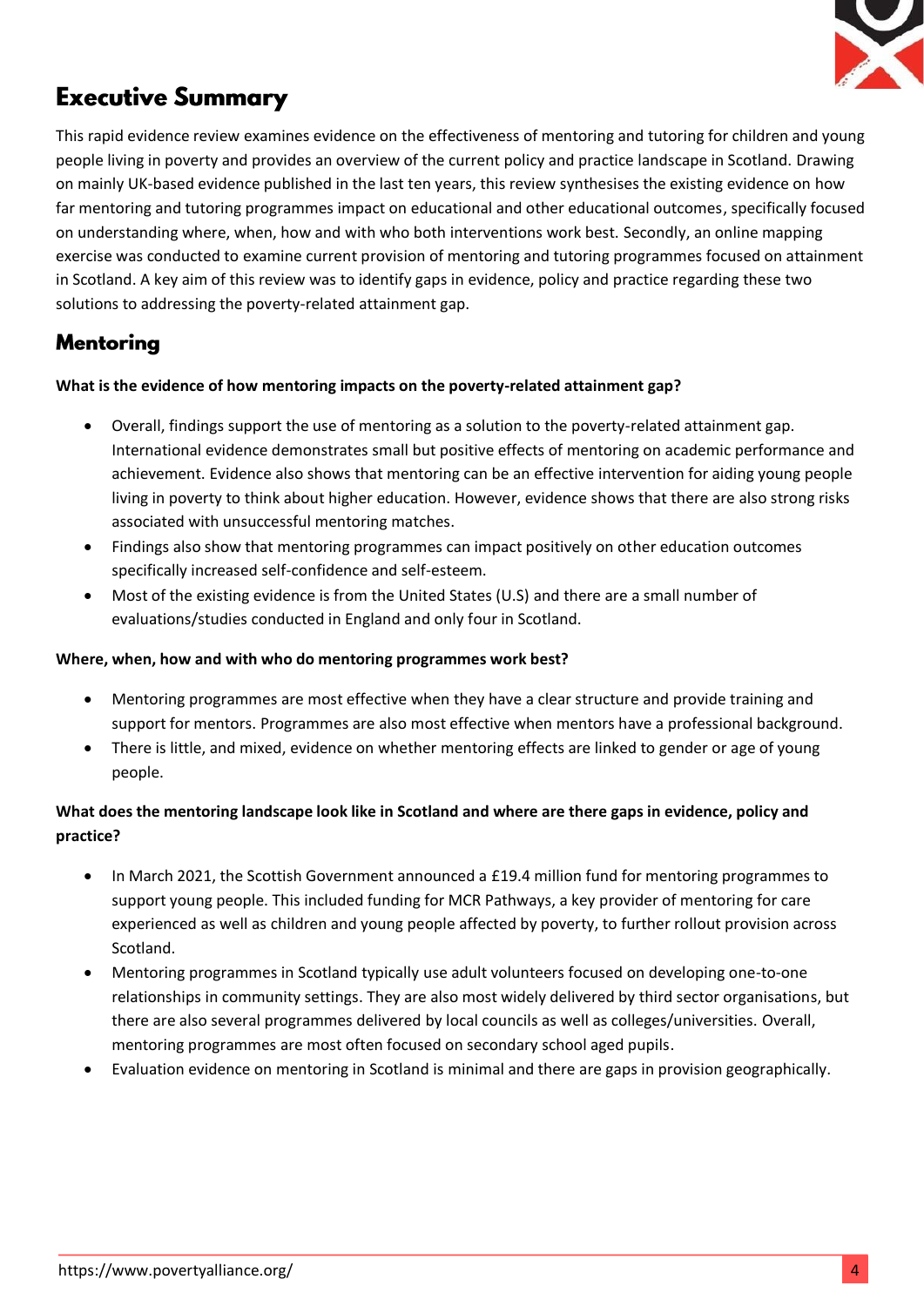# Executive Summary

This rapid evidence review examines evidence on the effectiveness of mentoring and tutoring for children and young people living in poverty and provides an overview of the current policy and practice landscape in Scotland. Drawing on mainly UK-based evidence published in the last ten years, this review synthesises the existing evidence on how far mentoring and tutoring programmes impact on educational and other educational outcomes, specifically focused on understanding where, when, how and with who both interventions work best. Secondly, an online mapping exercise was conducted to examine current provision of mentoring and tutoring programmes focused on attainment in Scotland. A key aim of this review was to identify gaps in evidence, policy and practice regarding these two solutions to addressing the poverty-related attainment gap.

## Mentoring

**What is the evidence of how mentoring impacts on the poverty-related attainment gap?**

- Overall, findings support the use of mentoring as a solution to the poverty-related attainment gap. International evidence demonstrates small but positive effects of mentoring on academic performance and achievement. Evidence also shows that mentoring can be an effective intervention for aiding young people living in poverty to think about higher education. However, evidence shows that there are also strong risks associated with unsuccessful mentoring matches.
- Findings also show that mentoring programmes can impact positively on other education outcomes specifically increased self-confidence and self-esteem.
- Most of the existing evidence is from the United States (U.S) and there are a small number of evaluations/studies conducted in England and only four in Scotland.

**Where, when, how and with who do mentoring programmes work best?**

- Mentoring programmes are most effective when they have a clear structure and provide training and support for mentors. Programmes are also most effective when mentors have a professional background.
- There is little, and mixed, evidence on whether mentoring effects are linked to gender or age of young people.

**What does the mentoring landscape look like in Scotland and where are there gaps in evidence, policy and practice?**

- In March 2021, the Scottish Government announced a £19.4 million fund for mentoring programmes to support young people. This included funding for MCR Pathways, a key provider of mentoring for care experienced as well as children and young people affected by poverty, to further rollout provision across Scotland.
- Mentoring programmes in Scotland typically use adult volunteers focused on developing one-to-one relationships in community settings. They are also most widely delivered by third sector organisations, but there are also several programmes delivered by local councils as well as colleges/universities. Overall, mentoring programmes are most often focused on secondary school aged pupils.
- Evaluation evidence on mentoring in Scotland is minimal and there are gaps in provision geographically.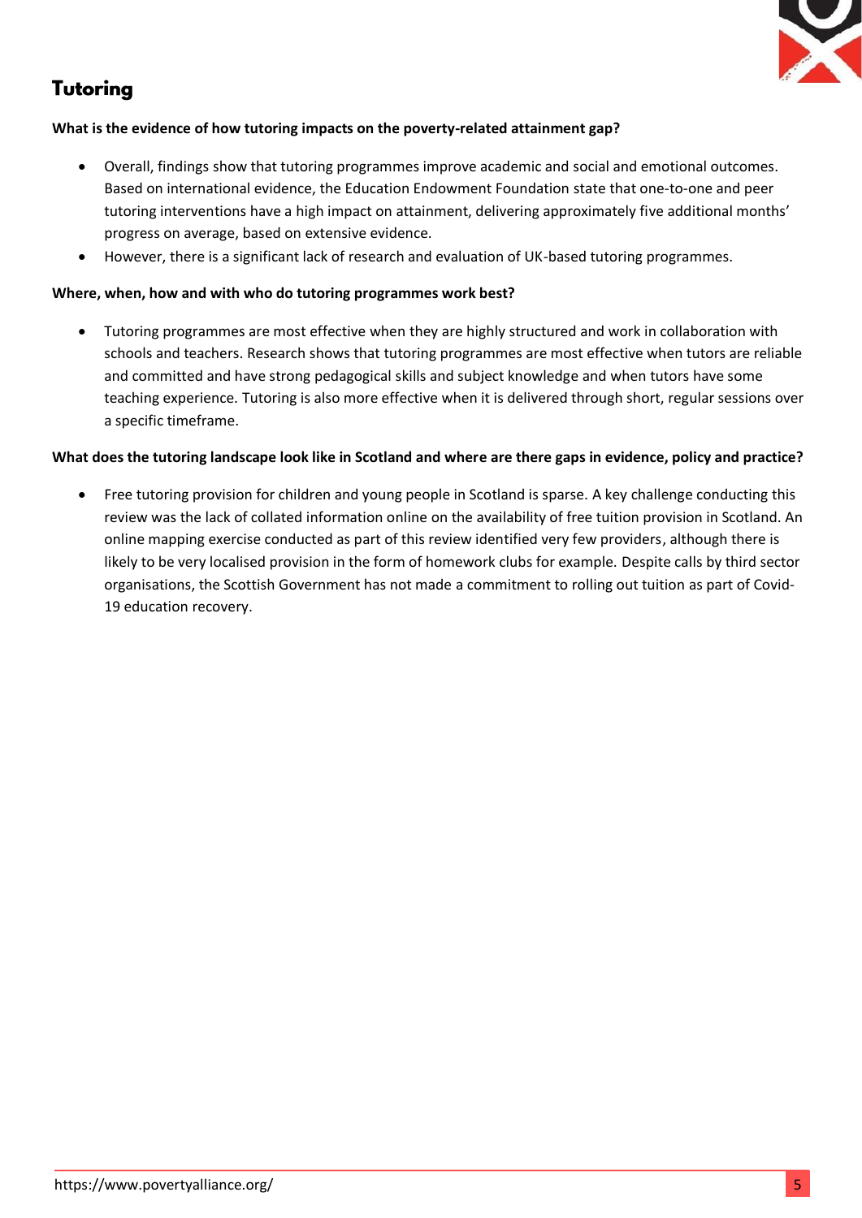## Tutoring

**What is the evidence of how tutoring impacts on the poverty-related attainment gap?**

- Overall, findings show that tutoring programmes improve academic and social and emotional outcomes. Based on international evidence, the Education Endowment Foundation state that one-to-one and peer tutoring interventions have a high impact on attainment, delivering approximately five additional months' progress on average, based on extensive evidence.
- However, there is a significant lack of research and evaluation of UK-based tutoring programmes.

**Where, when, how and with who do tutoring programmes work best?**

- Tutoring programmes are most effective when they are highly structured and work in collaboration with schools and teachers. Research shows that tutoring programmes are most effective when tutors are reliable and committed and have strong pedagogical skills and subject knowledge and when tutors have some teaching experience. Tutoring is also more effective when it is delivered through short, regular sessions over a specific timeframe.

**What does the tutoring landscape look like in Scotland and where are there gaps in evidence, policy and practice?**

- Free tutoring provision for children and young people in Scotland is sparse. A key challenge conducting this review was the lack of collated information online on the availability of free tuition provision in Scotland. An online mapping exercise conducted as part of this review identified very few providers, although there is likely to be very localised provision in the form of homework clubs for example. Despite calls by third sector organisations, the Scottish Government has not made a commitment to rolling out tuition as part of Covid-19 education recovery.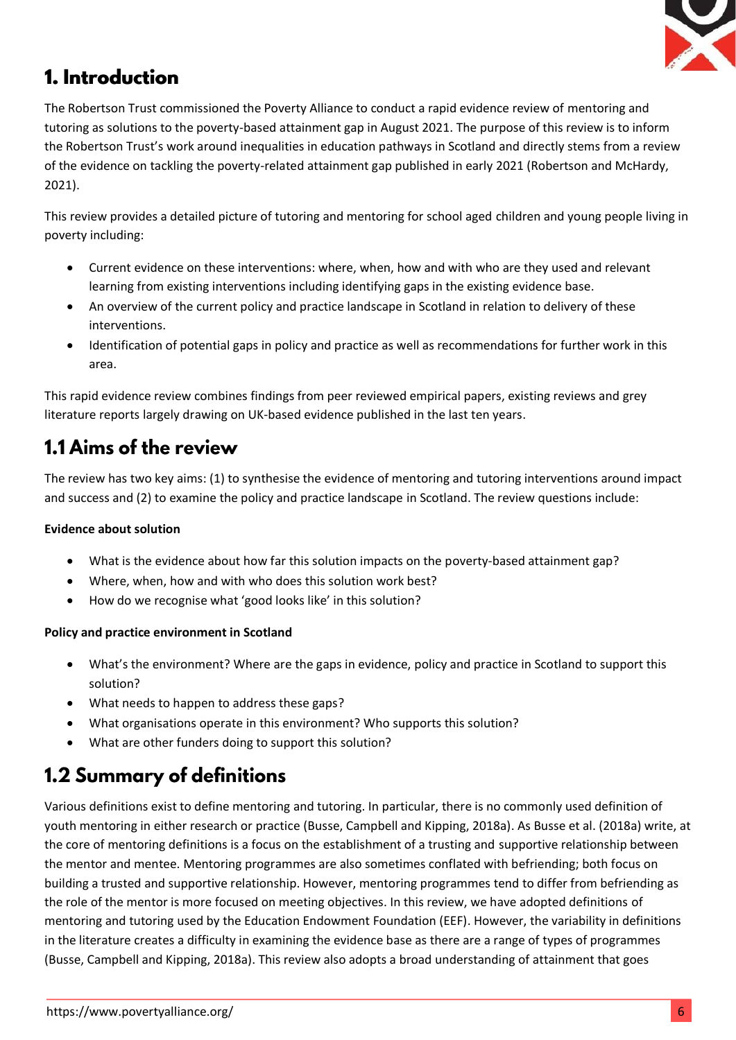# 1. Introduction

The Robertson Trust commissioned the Poverty Alliance to conduct a rapid evidence review of mentoring and tutoring as solutions to the poverty-based attainment gap in August 2021. The purpose of this review is to inform the Robertson Trust's work around inequalities in education pathways in Scotland and directly stems from a review of the evidence on tackling the poverty-related attainment gap published in early 2021 (Robertson and McHardy, 2021).

This review provides a detailed picture of tutoring and mentoring for school aged children and young people living in poverty including:

- Current evidence on these interventions: where, when, how and with who are they used and relevant learning from existing interventions including identifying gaps in the existing evidence base.
- An overview of the current policy and practice landscape in Scotland in relation to delivery of these interventions.
- Identification of potential gaps in policy and practice as well as recommendations for further work in this area.

This rapid evidence review combines findings from peer reviewed empirical papers, existing reviews and grey literature reports largely drawing on UK-based evidence published in the last ten years.

## 1.1 Aims of the review

The review has two key aims: (1) to synthesise the evidence of mentoring and tutoring interventions around impact and success and (2) to examine the policy and practice landscape in Scotland. The review questions include:

**Evidence about solution**

- What is the evidence about how far this solution impacts on the poverty-based attainment gap?
- Where, when, how and with who does this solution work best?
- How do we recognise what 'good looks like' in this solution?

**Policy and practice environment in Scotland**

- What's the environment? Where are the gaps in evidence, policy and practice in Scotland to support this solution?
- What needs to happen to address these gaps?
- What organisations operate in this environment? Who supports this solution?
- What are other funders doing to support this solution?

## 1.2 Summary of definitions

Various definitions exist to define mentoring and tutoring. In particular, there is no commonly used definition of youth mentoring in either research or practice (Busse, Campbell and Kipping, 2018a). As Busse et al. (2018a) write, at the core of mentoring definitions is a focus on the establishment of a trusting and supportive relationship between the mentor and mentee. Mentoring programmes are also sometimes conflated with befriending; both focus on building a trusted and supportive relationship. However, mentoring programmes tend to differ from befriending as the role of the mentor is more focused on meeting objectives. In this review, we have adopted definitions of mentoring and tutoring used by the Education Endowment Foundation (EEF). However, the variability in definitions in the literature creates a difficulty in examining the evidence base as there are a range of types of programmes (Busse, Campbell and Kipping, 2018a). This review also adopts a broad understanding of attainment that goes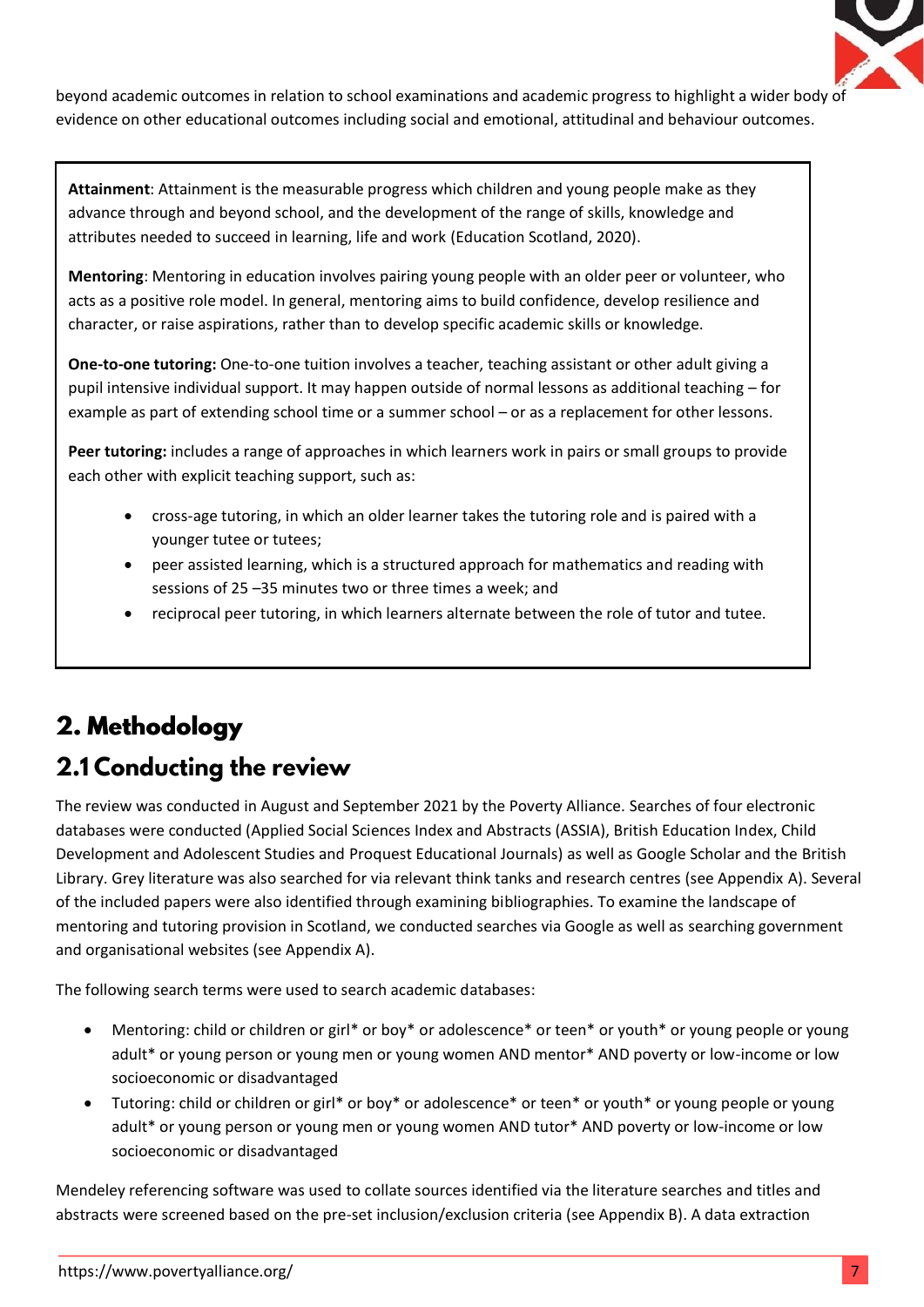beyond academic outcomes in relation to school examinations and academic progress to highlight a wider body of evidence on other educational outcomes including social and emotional, attitudinal and behaviour outcomes.

**Attainment**: Attainment is the measurable progress which children and young people make as they advance through and beyond school, and the development of the range of skills, knowledge and attributes needed to succeed in learning, life and work (Education Scotland, 2020).

**Mentoring**: Mentoring in education involves pairing young people with an older peer or volunteer, who acts as a positive role model. In general, mentoring aims to build confidence, develop resilience and character, or raise aspirations, rather than to develop specific academic skills or knowledge.

**One-to-one tutoring:** One-to-one tuition involves a teacher, teaching assistant or other adult giving a pupil intensive individual support. It may happen outside of normal lessons as additional teaching – for example as part of extending school time or a summer school – or as a replacement for other lessons.

**Peer tutoring:** includes a range of approaches in which learners work in pairs or small groups to provide each other with explicit teaching support, such as:

- cross-age tutoring, in which an older learner takes the tutoring role and is paired with a younger tutee or tutees;
- peer assisted learning, which is a structured approach for mathematics and reading with sessions of 25 –35 minutes two or three times a week; and
- reciprocal peer tutoring, in which learners alternate between the role of tutor and tutee.

# 2. Methodology

## 2.1 Conducting the review

The review was conducted in August and September 2021 by the Poverty Alliance. Searches of four electronic databases were conducted (Applied Social Sciences Index and Abstracts (ASSIA), British Education Index, Child Development and Adolescent Studies and Proquest Educational Journals) as well as Google Scholar and the British Library. Grey literature was also searched for via relevant think tanks and research centres (see Appendix A). Several of the included papers were also identified through examining bibliographies. To examine the landscape of mentoring and tutoring provision in Scotland, we conducted searches via Google as well as searching government and organisational websites (see Appendix A).

The following search terms were used to search academic databases:

- Mentoring: child or children or girl* or boy* or adolescence* or teen* or youth* or young people or young adult* or young person or young men or young women AND mentor* AND poverty or low-income or low socioeconomic or disadvantaged
- Tutoring: child or children or girl* or boy* or adolescence* or teen* or youth* or young people or young adult* or young person or young men or young women AND tutor* AND poverty or low-income or low socioeconomic or disadvantaged

Mendeley referencing software was used to collate sources identified via the literature searches and titles and abstracts were screened based on the pre-set inclusion/exclusion criteria (see Appendix B). A data extraction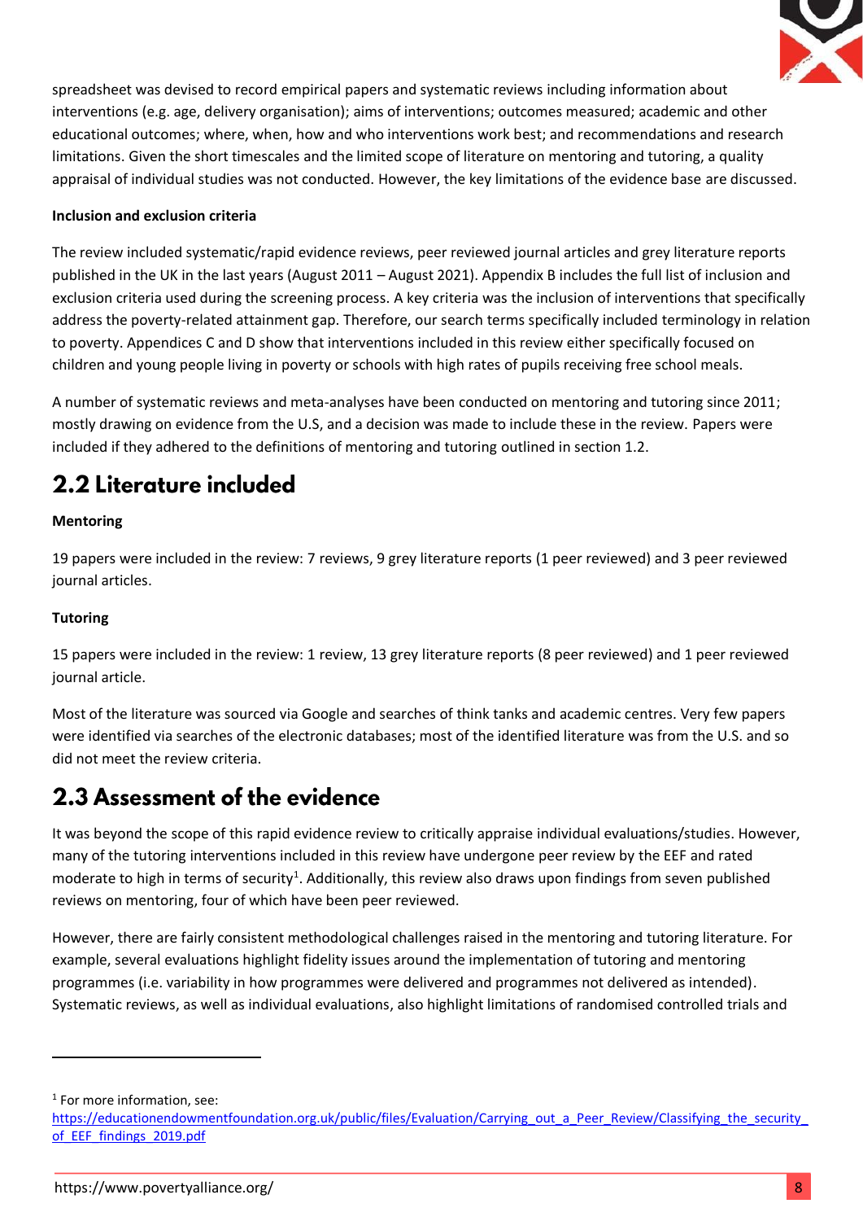spreadsheet was devised to record empirical papers and systematic reviews including information about interventions (e.g. age, delivery organisation); aims of interventions; outcomes measured; academic and other educational outcomes; where, when, how and who interventions work best; and recommendations and research limitations. Given the short timescales and the limited scope of literature on mentoring and tutoring, a quality appraisal of individual studies was not conducted. However, the key limitations of the evidence base are discussed.

**Inclusion and exclusion criteria**

The review included systematic/rapid evidence reviews, peer reviewed journal articles and grey literature reports published in the UK in the last years (August 2011 – August 2021). Appendix B includes the full list of inclusion and exclusion criteria used during the screening process. A key criteria was the inclusion of interventions that specifically address the poverty-related attainment gap. Therefore, our search terms specifically included terminology in relation to poverty. Appendices C and D show that interventions included in this review either specifically focused on children and young people living in poverty or schools with high rates of pupils receiving free school meals.

A number of systematic reviews and meta-analyses have been conducted on mentoring and tutoring since 2011; mostly drawing on evidence from the U.S, and a decision was made to include these in the review. Papers were included if they adhered to the definitions of mentoring and tutoring outlined in section 1.2.

## 2.2 Literature included

**Mentoring**

19 papers were included in the review: 7 reviews, 9 grey literature reports (1 peer reviewed) and 3 peer reviewed journal articles.

**Tutoring**

15 papers were included in the review: 1 review, 13 grey literature reports (8 peer reviewed) and 1 peer reviewed journal article.

Most of the literature was sourced via Google and searches of think tanks and academic centres. Very few papers were identified via searches of the electronic databases; most of the identified literature was from the U.S. and so did not meet the review criteria.

## 2.3 Assessment of the evidence

It was beyond the scope of this rapid evidence review to critically appraise individual evaluations/studies. However, many of the tutoring interventions included in this review have undergone peer review by the EEF and rated moderate to high in terms of security[1]. Additionally, this review also draws upon findings from seven published reviews on mentoring, four of which have been peer reviewed.

However, there are fairly consistent methodological challenges raised in the mentoring and tutoring literature. For example, several evaluations highlight fidelity issues around the implementation of tutoring and mentoring programmes (i.e. variability in how programmes were delivered and programmes not delivered as intended). Systematic reviews, as well as individual evaluations, also highlight limitations of randomised controlled trials and

[1] For more information, see: https://educationendowmentfoundation.org.uk/public/files/Evaluation/Carrying_out_a_Peer_Review/Classifying_the_security_of_EEF_findings_2019.pdf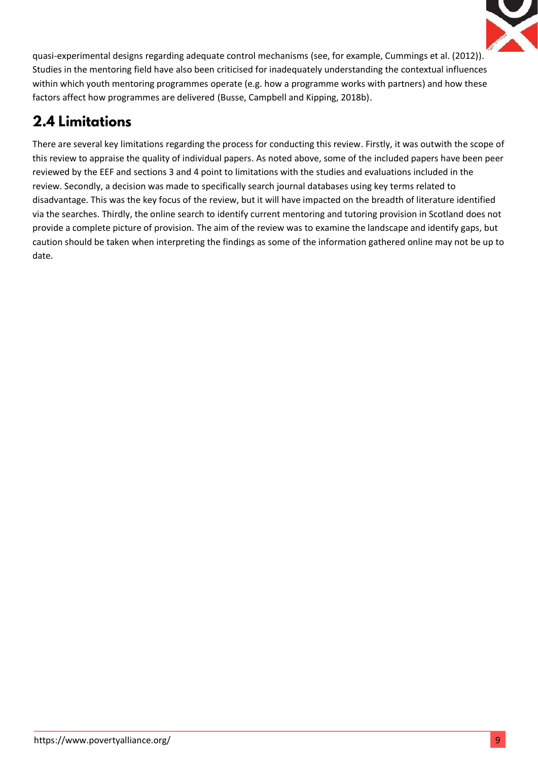quasi-experimental designs regarding adequate control mechanisms (see, for example, Cummings et al. (2012)). Studies in the mentoring field have also been criticised for inadequately understanding the contextual influences within which youth mentoring programmes operate (e.g. how a programme works with partners) and how these factors affect how programmes are delivered (Busse, Campbell and Kipping, 2018b).

## 2.4 Limitations

There are several key limitations regarding the process for conducting this review. Firstly, it was outwith the scope of this review to appraise the quality of individual papers. As noted above, some of the included papers have been peer reviewed by the EEF and sections 3 and 4 point to limitations with the studies and evaluations included in the review. Secondly, a decision was made to specifically search journal databases using key terms related to disadvantage. This was the key focus of the review, but it will have impacted on the breadth of literature identified via the searches. Thirdly, the online search to identify current mentoring and tutoring provision in Scotland does not provide a complete picture of provision. The aim of the review was to examine the landscape and identify gaps, but caution should be taken when interpreting the findings as some of the information gathered online may not be up to date.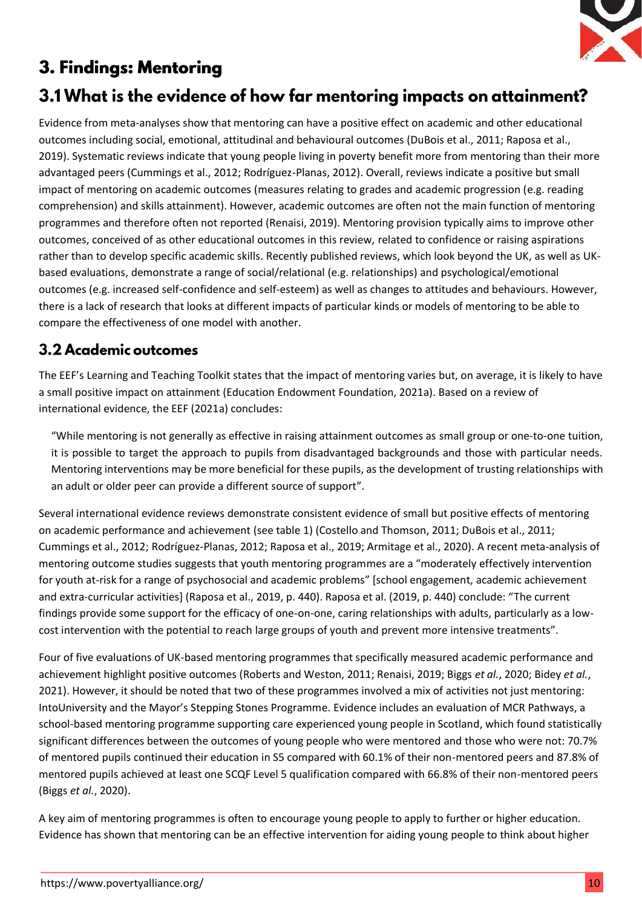# 3. Findings: Mentoring

## 3.1 What is the evidence of how far mentoring impacts on attainment?

Evidence from meta-analyses show that mentoring can have a positive effect on academic and other educational outcomes including social, emotional, attitudinal and behavioural outcomes (DuBois et al., 2011; Raposa et al., 2019). Systematic reviews indicate that young people living in poverty benefit more from mentoring than their more advantaged peers (Cummings et al., 2012; Rodríguez-Planas, 2012). Overall, reviews indicate a positive but small impact of mentoring on academic outcomes (measures relating to grades and academic progression (e.g. reading comprehension) and skills attainment). However, academic outcomes are often not the main function of mentoring programmes and therefore often not reported (Renaisi, 2019). Mentoring provision typically aims to improve other outcomes, conceived of as other educational outcomes in this review, related to confidence or raising aspirations rather than to develop specific academic skills. Recently published reviews, which look beyond the UK, as well as UK-based evaluations, demonstrate a range of social/relational (e.g. relationships) and psychological/emotional outcomes (e.g. increased self-confidence and self-esteem) as well as changes to attitudes and behaviours. However, there is a lack of research that looks at different impacts of particular kinds or models of mentoring to be able to compare the effectiveness of one model with another.

## 3.2 Academic outcomes

The EEF's Learning and Teaching Toolkit states that the impact of mentoring varies but, on average, it is likely to have a small positive impact on attainment (Education Endowment Foundation, 2021a). Based on a review of international evidence, the EEF (2021a) concludes:

> "While mentoring is not generally as effective in raising attainment outcomes as small group or one-to-one tuition, it is possible to target the approach to pupils from disadvantaged backgrounds and those with particular needs. Mentoring interventions may be more beneficial for these pupils, as the development of trusting relationships with an adult or older peer can provide a different source of support".

Several international evidence reviews demonstrate consistent evidence of small but positive effects of mentoring on academic performance and achievement (see table 1) (Costello and Thomson, 2011; DuBois et al., 2011; Cummings et al., 2012; Rodríguez-Planas, 2012; Raposa et al., 2019; Armitage et al., 2020). A recent meta-analysis of mentoring outcome studies suggests that youth mentoring programmes are a "moderately effectively intervention for youth at-risk for a range of psychosocial and academic problems" [school engagement, academic achievement and extra-curricular activities] (Raposa et al., 2019, p. 440). Raposa et al. (2019, p. 440) conclude: "The current findings provide some support for the efficacy of one-on-one, caring relationships with adults, particularly as a low-cost intervention with the potential to reach large groups of youth and prevent more intensive treatments".

Four of five evaluations of UK-based mentoring programmes that specifically measured academic performance and achievement highlight positive outcomes (Roberts and Weston, 2011; Renaisi, 2019; Biggs *et al.*, 2020; Bidey *et al.*, 2021). However, it should be noted that two of these programmes involved a mix of activities not just mentoring: IntoUniversity and the Mayor's Stepping Stones Programme. Evidence includes an evaluation of MCR Pathways, a school-based mentoring programme supporting care experienced young people in Scotland, which found statistically significant differences between the outcomes of young people who were mentored and those who were not: 70.7% of mentored pupils continued their education in S5 compared with 60.1% of their non-mentored peers and 87.8% of mentored pupils achieved at least one SCQF Level 5 qualification compared with 66.8% of their non-mentored peers (Biggs *et al.*, 2020).

A key aim of mentoring programmes is often to encourage young people to apply to further or higher education. Evidence has shown that mentoring can be an effective intervention for aiding young people to think about higher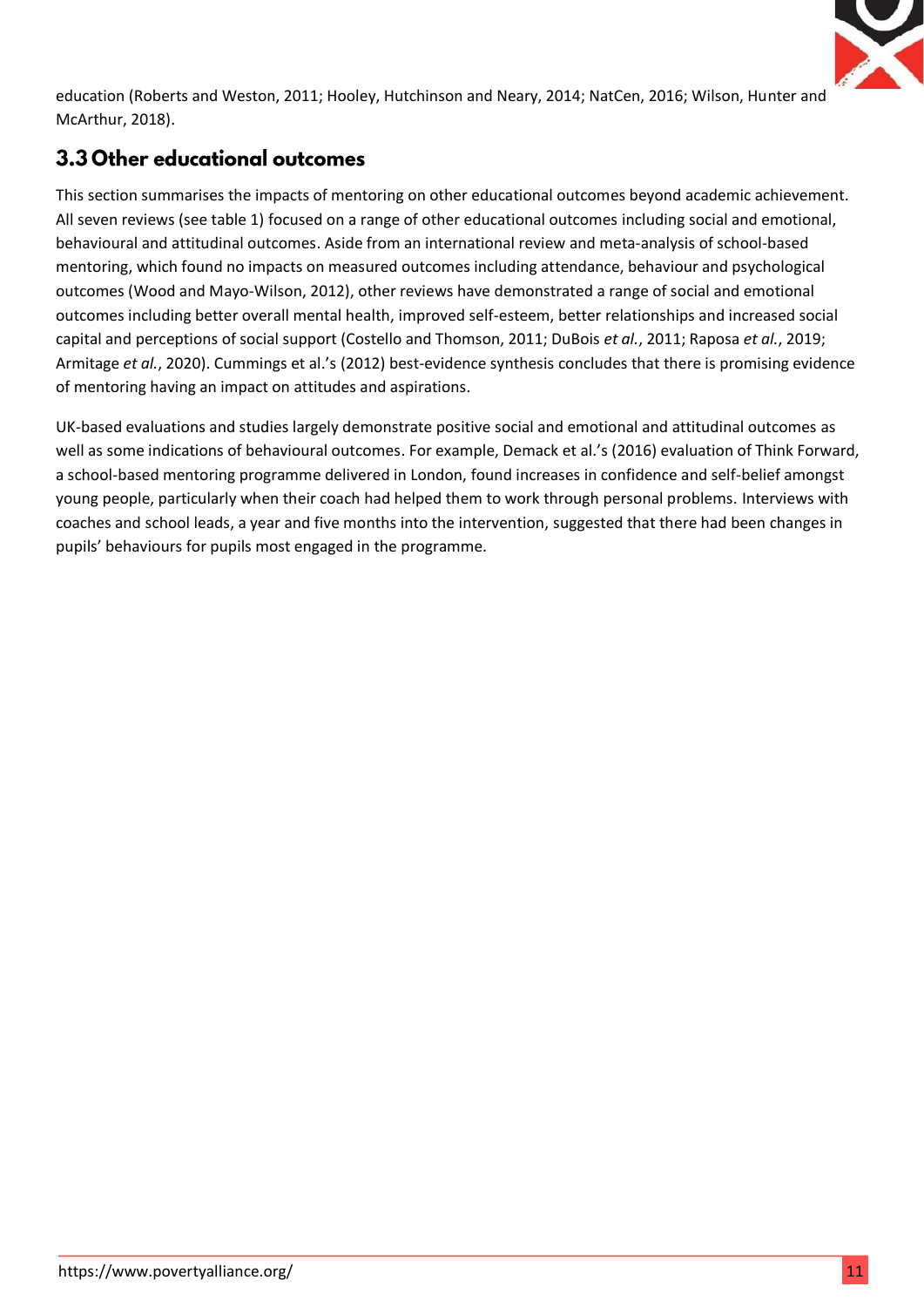education (Roberts and Weston, 2011; Hooley, Hutchinson and Neary, 2014; NatCen, 2016; Wilson, Hunter and McArthur, 2018).

## 3.3 Other educational outcomes

This section summarises the impacts of mentoring on other educational outcomes beyond academic achievement. All seven reviews (see table 1) focused on a range of other educational outcomes including social and emotional, behavioural and attitudinal outcomes. Aside from an international review and meta-analysis of school-based mentoring, which found no impacts on measured outcomes including attendance, behaviour and psychological outcomes (Wood and Mayo-Wilson, 2012), other reviews have demonstrated a range of social and emotional outcomes including better overall mental health, improved self-esteem, better relationships and increased social capital and perceptions of social support (Costello and Thomson, 2011; DuBois *et al.*, 2011; Raposa *et al.*, 2019; Armitage *et al.*, 2020). Cummings et al.'s (2012) best-evidence synthesis concludes that there is promising evidence of mentoring having an impact on attitudes and aspirations.

UK-based evaluations and studies largely demonstrate positive social and emotional and attitudinal outcomes as well as some indications of behavioural outcomes. For example, Demack et al.'s (2016) evaluation of Think Forward, a school-based mentoring programme delivered in London, found increases in confidence and self-belief amongst young people, particularly when their coach had helped them to work through personal problems. Interviews with coaches and school leads, a year and five months into the intervention, suggested that there had been changes in pupils' behaviours for pupils most engaged in the programme.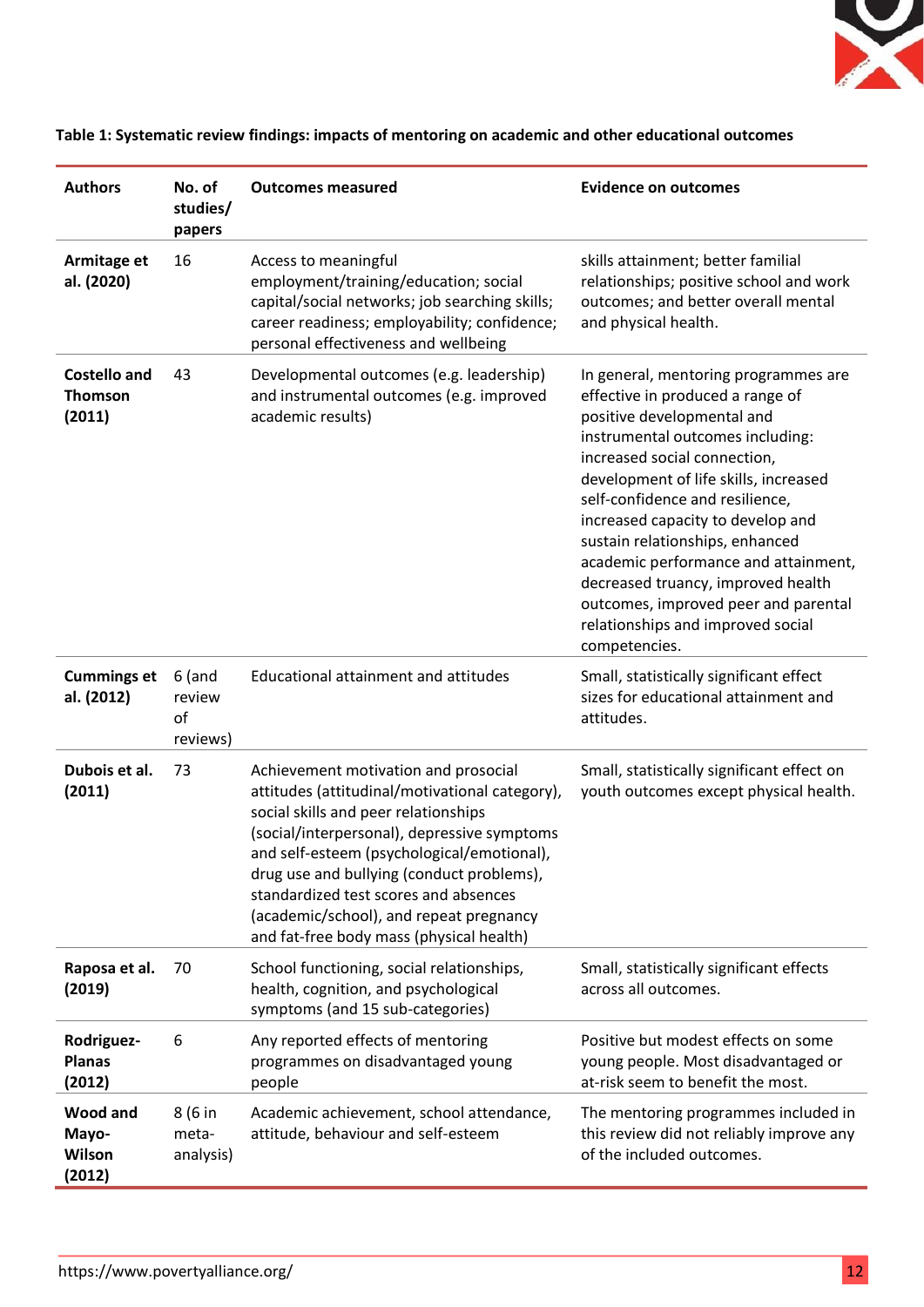**Table 1: Systematic review findings: impacts of mentoring on academic and other educational outcomes**

| Authors | No. of studies/ papers | Outcomes measured | Evidence on outcomes |
| --- | --- | --- | --- |
| **Armitage et al. (2020)** | 16 | Access to meaningful employment/training/education; social capital/social networks; job searching skills; career readiness; employability; confidence; personal effectiveness and wellbeing | skills attainment; better familial relationships; positive school and work outcomes; and better overall mental and physical health. |
| **Costello and Thomson (2011)** | 43 | Developmental outcomes (e.g. leadership) and instrumental outcomes (e.g. improved academic results) | In general, mentoring programmes are effective in produced a range of positive developmental and instrumental outcomes including: increased social connection, development of life skills, increased self-confidence and resilience, increased capacity to develop and sustain relationships, enhanced academic performance and attainment, decreased truancy, improved health outcomes, improved peer and parental relationships and improved social competencies. |
| **Cummings et al. (2012)** | 6 (and review of reviews) | Educational attainment and attitudes | Small, statistically significant effect sizes for educational attainment and attitudes. |
| **Dubois et al. (2011)** | 73 | Achievement motivation and prosocial attitudes (attitudinal/motivational category), social skills and peer relationships (social/interpersonal), depressive symptoms and self-esteem (psychological/emotional), drug use and bullying (conduct problems), standardized test scores and absences (academic/school), and repeat pregnancy and fat-free body mass (physical health) | Small, statistically significant effect on youth outcomes except physical health. |
| **Raposa et al. (2019)** | 70 | School functioning, social relationships, health, cognition, and psychological symptoms (and 15 sub-categories) | Small, statistically significant effects across all outcomes. |
| **Rodriguez-Planas (2012)** | 6 | Any reported effects of mentoring programmes on disadvantaged young people | Positive but modest effects on some young people. Most disadvantaged or at-risk seem to benefit the most. |
| **Wood and Mayo-Wilson (2012)** | 8 (6 in meta-analysis) | Academic achievement, school attendance, attitude, behaviour and self-esteem | The mentoring programmes included in this review did not reliably improve any of the included outcomes. |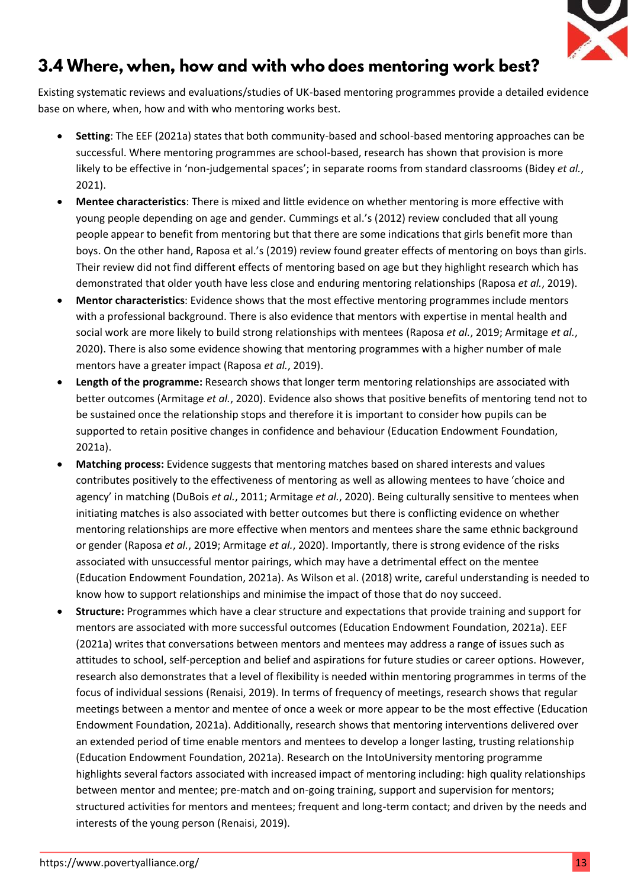## 3.4 Where, when, how and with who does mentoring work best?

Existing systematic reviews and evaluations/studies of UK-based mentoring programmes provide a detailed evidence base on where, when, how and with who mentoring works best.

- **Setting**: The EEF (2021a) states that both community-based and school-based mentoring approaches can be successful. Where mentoring programmes are school-based, research has shown that provision is more likely to be effective in 'non-judgemental spaces'; in separate rooms from standard classrooms (Bidey *et al.*, 2021).
- **Mentee characteristics**: There is mixed and little evidence on whether mentoring is more effective with young people depending on age and gender. Cummings et al.'s (2012) review concluded that all young people appear to benefit from mentoring but that there are some indications that girls benefit more than boys. On the other hand, Raposa et al.'s (2019) review found greater effects of mentoring on boys than girls. Their review did not find different effects of mentoring based on age but they highlight research which has demonstrated that older youth have less close and enduring mentoring relationships (Raposa *et al.*, 2019).
- **Mentor characteristics**: Evidence shows that the most effective mentoring programmes include mentors with a professional background. There is also evidence that mentors with expertise in mental health and social work are more likely to build strong relationships with mentees (Raposa *et al.*, 2019; Armitage *et al.*, 2020). There is also some evidence showing that mentoring programmes with a higher number of male mentors have a greater impact (Raposa *et al.*, 2019).
- **Length of the programme:** Research shows that longer term mentoring relationships are associated with better outcomes (Armitage *et al.*, 2020). Evidence also shows that positive benefits of mentoring tend not to be sustained once the relationship stops and therefore it is important to consider how pupils can be supported to retain positive changes in confidence and behaviour (Education Endowment Foundation, 2021a).
- **Matching process:** Evidence suggests that mentoring matches based on shared interests and values contributes positively to the effectiveness of mentoring as well as allowing mentees to have 'choice and agency' in matching (DuBois *et al.*, 2011; Armitage *et al.*, 2020). Being culturally sensitive to mentees when initiating matches is also associated with better outcomes but there is conflicting evidence on whether mentoring relationships are more effective when mentors and mentees share the same ethnic background or gender (Raposa *et al.*, 2019; Armitage *et al.*, 2020). Importantly, there is strong evidence of the risks associated with unsuccessful mentor pairings, which may have a detrimental effect on the mentee (Education Endowment Foundation, 2021a). As Wilson et al. (2018) write, careful understanding is needed to know how to support relationships and minimise the impact of those that do noy succeed.
- **Structure:** Programmes which have a clear structure and expectations that provide training and support for mentors are associated with more successful outcomes (Education Endowment Foundation, 2021a). EEF (2021a) writes that conversations between mentors and mentees may address a range of issues such as attitudes to school, self-perception and belief and aspirations for future studies or career options. However, research also demonstrates that a level of flexibility is needed within mentoring programmes in terms of the focus of individual sessions (Renaisi, 2019). In terms of frequency of meetings, research shows that regular meetings between a mentor and mentee of once a week or more appear to be the most effective (Education Endowment Foundation, 2021a). Additionally, research shows that mentoring interventions delivered over an extended period of time enable mentors and mentees to develop a longer lasting, trusting relationship (Education Endowment Foundation, 2021a). Research on the IntoUniversity mentoring programme highlights several factors associated with increased impact of mentoring including: high quality relationships between mentor and mentee; pre-match and on-going training, support and supervision for mentors; structured activities for mentors and mentees; frequent and long-term contact; and driven by the needs and interests of the young person (Renaisi, 2019).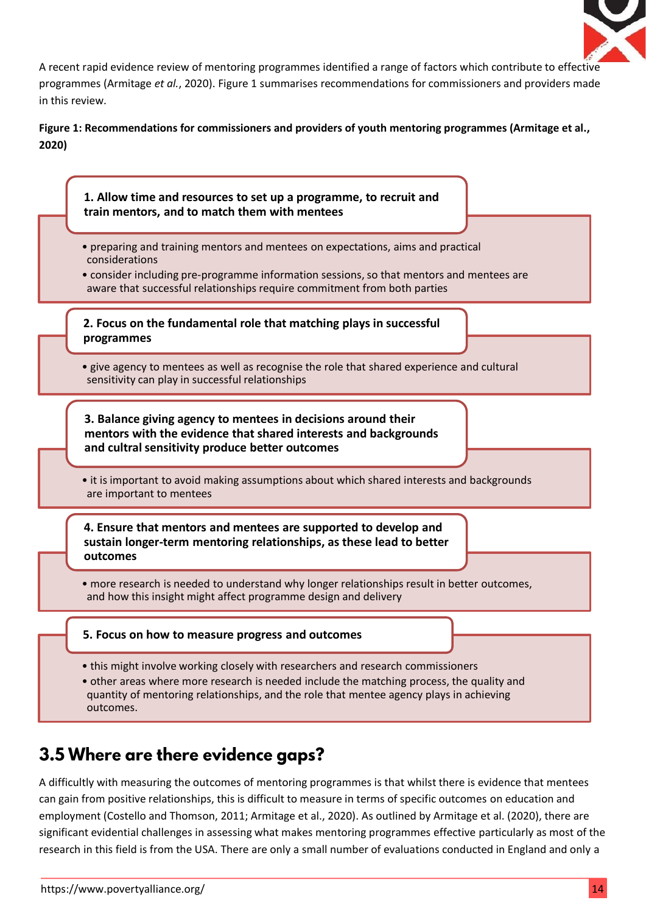A recent rapid evidence review of mentoring programmes identified a range of factors which contribute to effective programmes (Armitage *et al.*, 2020). Figure 1 summarises recommendations for commissioners and providers made in this review.

**Figure 1: Recommendations for commissioners and providers of youth mentoring programmes (Armitage et al., 2020)**

**1. Allow time and resources to set up a programme, to recruit and train mentors, and to match them with mentees**

- preparing and training mentors and mentees on expectations, aims and practical considerations
- consider including pre-programme information sessions, so that mentors and mentees are aware that successful relationships require commitment from both parties

**2. Focus on the fundamental role that matching plays in successful programmes**

- give agency to mentees as well as recognise the role that shared experience and cultural sensitivity can play in successful relationships

**3. Balance giving agency to mentees in decisions around their mentors with the evidence that shared interests and backgrounds and cultral sensitivity produce better outcomes**

- it is important to avoid making assumptions about which shared interests and backgrounds are important to mentees

**4. Ensure that mentors and mentees are supported to develop and sustain longer-term mentoring relationships, as these lead to better outcomes**

- more research is needed to understand why longer relationships result in better outcomes, and how this insight might affect programme design and delivery

**5. Focus on how to measure progress and outcomes**

- this might involve working closely with researchers and research commissioners
- other areas where more research is needed include the matching process, the quality and quantity of mentoring relationships, and the role that mentee agency plays in achieving outcomes.

## 3.5 Where are there evidence gaps?

A difficultly with measuring the outcomes of mentoring programmes is that whilst there is evidence that mentees can gain from positive relationships, this is difficult to measure in terms of specific outcomes on education and employment (Costello and Thomson, 2011; Armitage et al., 2020). As outlined by Armitage et al. (2020), there are significant evidential challenges in assessing what makes mentoring programmes effective particularly as most of the research in this field is from the USA. There are only a small number of evaluations conducted in England and only a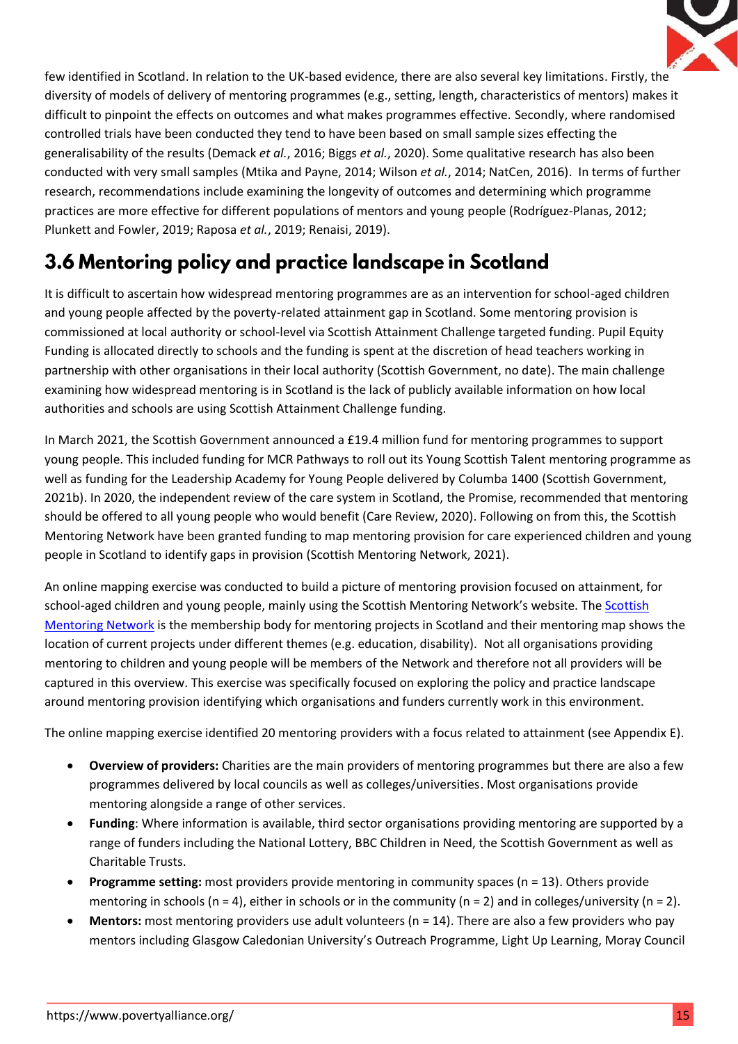few identified in Scotland. In relation to the UK-based evidence, there are also several key limitations. Firstly, the diversity of models of delivery of mentoring programmes (e.g., setting, length, characteristics of mentors) makes it difficult to pinpoint the effects on outcomes and what makes programmes effective. Secondly, where randomised controlled trials have been conducted they tend to have been based on small sample sizes effecting the generalisability of the results (Demack *et al.*, 2016; Biggs *et al.*, 2020). Some qualitative research has also been conducted with very small samples (Mtika and Payne, 2014; Wilson *et al.*, 2014; NatCen, 2016). In terms of further research, recommendations include examining the longevity of outcomes and determining which programme practices are more effective for different populations of mentors and young people (Rodríguez-Planas, 2012; Plunkett and Fowler, 2019; Raposa *et al.*, 2019; Renaisi, 2019).

## 3.6 Mentoring policy and practice landscape in Scotland

It is difficult to ascertain how widespread mentoring programmes are as an intervention for school-aged children and young people affected by the poverty-related attainment gap in Scotland. Some mentoring provision is commissioned at local authority or school-level via Scottish Attainment Challenge targeted funding. Pupil Equity Funding is allocated directly to schools and the funding is spent at the discretion of head teachers working in partnership with other organisations in their local authority (Scottish Government, no date). The main challenge examining how widespread mentoring is in Scotland is the lack of publicly available information on how local authorities and schools are using Scottish Attainment Challenge funding.

In March 2021, the Scottish Government announced a £19.4 million fund for mentoring programmes to support young people. This included funding for MCR Pathways to roll out its Young Scottish Talent mentoring programme as well as funding for the Leadership Academy for Young People delivered by Columba 1400 (Scottish Government, 2021b). In 2020, the independent review of the care system in Scotland, the Promise, recommended that mentoring should be offered to all young people who would benefit (Care Review, 2020). Following on from this, the Scottish Mentoring Network have been granted funding to map mentoring provision for care experienced children and young people in Scotland to identify gaps in provision (Scottish Mentoring Network, 2021).

An online mapping exercise was conducted to build a picture of mentoring provision focused on attainment, for school-aged children and young people, mainly using the Scottish Mentoring Network's website. The Scottish Mentoring Network is the membership body for mentoring projects in Scotland and their mentoring map shows the location of current projects under different themes (e.g. education, disability). Not all organisations providing mentoring to children and young people will be members of the Network and therefore not all providers will be captured in this overview. This exercise was specifically focused on exploring the policy and practice landscape around mentoring provision identifying which organisations and funders currently work in this environment.

The online mapping exercise identified 20 mentoring providers with a focus related to attainment (see Appendix E).

- **Overview of providers:** Charities are the main providers of mentoring programmes but there are also a few programmes delivered by local councils as well as colleges/universities. Most organisations provide mentoring alongside a range of other services.
- **Funding**: Where information is available, third sector organisations providing mentoring are supported by a range of funders including the National Lottery, BBC Children in Need, the Scottish Government as well as Charitable Trusts.
- **Programme setting:** most providers provide mentoring in community spaces (n = 13). Others provide mentoring in schools (n = 4), either in schools or in the community (n = 2) and in colleges/university (n = 2).
- **Mentors:** most mentoring providers use adult volunteers (n = 14). There are also a few providers who pay mentors including Glasgow Caledonian University's Outreach Programme, Light Up Learning, Moray Council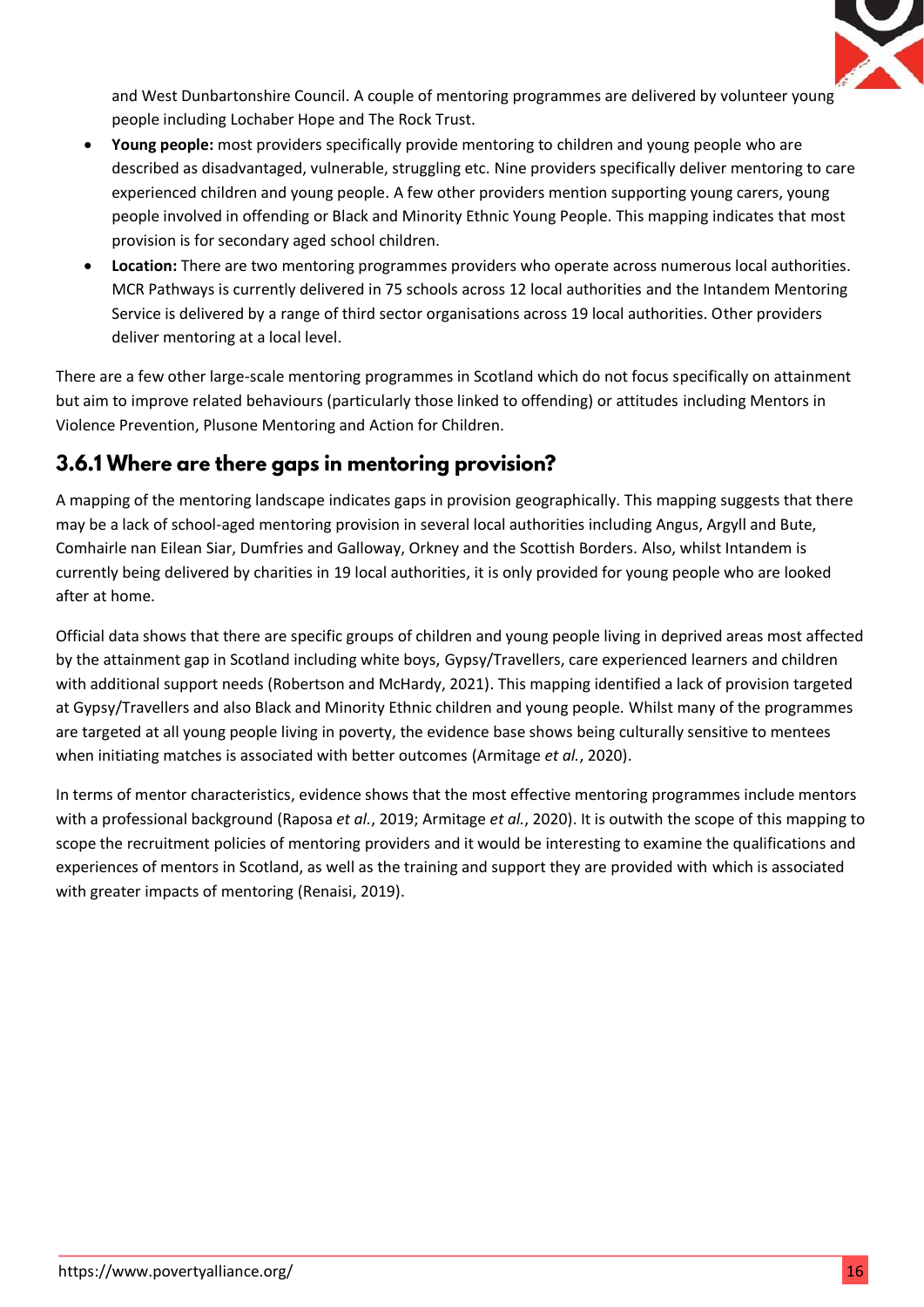and West Dunbartonshire Council. A couple of mentoring programmes are delivered by volunteer young people including Lochaber Hope and The Rock Trust.

- **Young people:** most providers specifically provide mentoring to children and young people who are described as disadvantaged, vulnerable, struggling etc. Nine providers specifically deliver mentoring to care experienced children and young people. A few other providers mention supporting young carers, young people involved in offending or Black and Minority Ethnic Young People. This mapping indicates that most provision is for secondary aged school children.
- **Location:** There are two mentoring programmes providers who operate across numerous local authorities. MCR Pathways is currently delivered in 75 schools across 12 local authorities and the Intandem Mentoring Service is delivered by a range of third sector organisations across 19 local authorities. Other providers deliver mentoring at a local level.

There are a few other large-scale mentoring programmes in Scotland which do not focus specifically on attainment but aim to improve related behaviours (particularly those linked to offending) or attitudes including Mentors in Violence Prevention, Plusone Mentoring and Action for Children.

### 3.6.1 Where are there gaps in mentoring provision?

A mapping of the mentoring landscape indicates gaps in provision geographically. This mapping suggests that there may be a lack of school-aged mentoring provision in several local authorities including Angus, Argyll and Bute, Comhairle nan Eilean Siar, Dumfries and Galloway, Orkney and the Scottish Borders. Also, whilst Intandem is currently being delivered by charities in 19 local authorities, it is only provided for young people who are looked after at home.

Official data shows that there are specific groups of children and young people living in deprived areas most affected by the attainment gap in Scotland including white boys, Gypsy/Travellers, care experienced learners and children with additional support needs (Robertson and McHardy, 2021). This mapping identified a lack of provision targeted at Gypsy/Travellers and also Black and Minority Ethnic children and young people. Whilst many of the programmes are targeted at all young people living in poverty, the evidence base shows being culturally sensitive to mentees when initiating matches is associated with better outcomes (Armitage *et al.*, 2020).

In terms of mentor characteristics, evidence shows that the most effective mentoring programmes include mentors with a professional background (Raposa *et al.*, 2019; Armitage *et al.*, 2020). It is outwith the scope of this mapping to scope the recruitment policies of mentoring providers and it would be interesting to examine the qualifications and experiences of mentors in Scotland, as well as the training and support they are provided with which is associated with greater impacts of mentoring (Renaisi, 2019).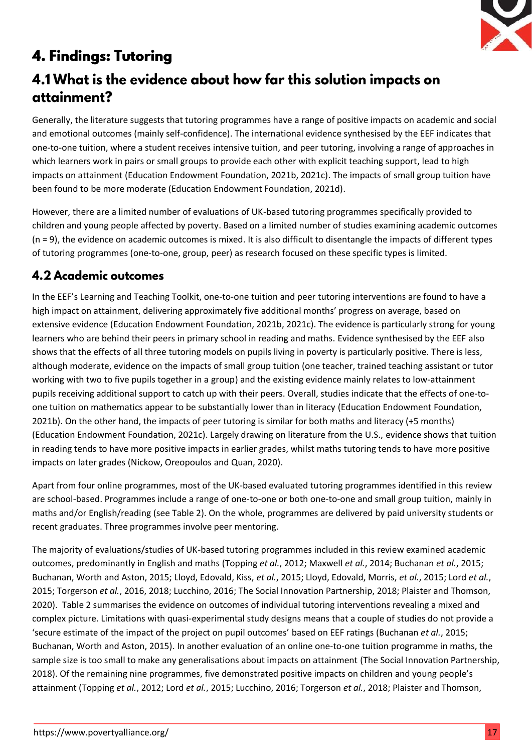# 4. Findings: Tutoring

## 4.1 What is the evidence about how far this solution impacts on attainment?

Generally, the literature suggests that tutoring programmes have a range of positive impacts on academic and social and emotional outcomes (mainly self-confidence). The international evidence synthesised by the EEF indicates that one-to-one tuition, where a student receives intensive tuition, and peer tutoring, involving a range of approaches in which learners work in pairs or small groups to provide each other with explicit teaching support, lead to high impacts on attainment (Education Endowment Foundation, 2021b, 2021c). The impacts of small group tuition have been found to be more moderate (Education Endowment Foundation, 2021d).

However, there are a limited number of evaluations of UK-based tutoring programmes specifically provided to children and young people affected by poverty. Based on a limited number of studies examining academic outcomes (n = 9), the evidence on academic outcomes is mixed. It is also difficult to disentangle the impacts of different types of tutoring programmes (one-to-one, group, peer) as research focused on these specific types is limited.

## 4.2 Academic outcomes

In the EEF's Learning and Teaching Toolkit, one-to-one tuition and peer tutoring interventions are found to have a high impact on attainment, delivering approximately five additional months' progress on average, based on extensive evidence (Education Endowment Foundation, 2021b, 2021c). The evidence is particularly strong for young learners who are behind their peers in primary school in reading and maths. Evidence synthesised by the EEF also shows that the effects of all three tutoring models on pupils living in poverty is particularly positive. There is less, although moderate, evidence on the impacts of small group tuition (one teacher, trained teaching assistant or tutor working with two to five pupils together in a group) and the existing evidence mainly relates to low-attainment pupils receiving additional support to catch up with their peers. Overall, studies indicate that the effects of one-to-one tuition on mathematics appear to be substantially lower than in literacy (Education Endowment Foundation, 2021b). On the other hand, the impacts of peer tutoring is similar for both maths and literacy (+5 months) (Education Endowment Foundation, 2021c). Largely drawing on literature from the U.S., evidence shows that tuition in reading tends to have more positive impacts in earlier grades, whilst maths tutoring tends to have more positive impacts on later grades (Nickow, Oreopoulos and Quan, 2020).

Apart from four online programmes, most of the UK-based evaluated tutoring programmes identified in this review are school-based. Programmes include a range of one-to-one or both one-to-one and small group tuition, mainly in maths and/or English/reading (see Table 2). On the whole, programmes are delivered by paid university students or recent graduates. Three programmes involve peer mentoring.

The majority of evaluations/studies of UK-based tutoring programmes included in this review examined academic outcomes, predominantly in English and maths (Topping *et al.*, 2012; Maxwell *et al.*, 2014; Buchanan *et al.*, 2015; Buchanan, Worth and Aston, 2015; Lloyd, Edovald, Kiss, *et al.*, 2015; Lloyd, Edovald, Morris, *et al.*, 2015; Lord *et al.*, 2015; Torgerson *et al.*, 2016, 2018; Lucchino, 2016; The Social Innovation Partnership, 2018; Plaister and Thomson, 2020). Table 2 summarises the evidence on outcomes of individual tutoring interventions revealing a mixed and complex picture. Limitations with quasi-experimental study designs means that a couple of studies do not provide a 'secure estimate of the impact of the project on pupil outcomes' based on EEF ratings (Buchanan *et al.*, 2015; Buchanan, Worth and Aston, 2015). In another evaluation of an online one-to-one tuition programme in maths, the sample size is too small to make any generalisations about impacts on attainment (The Social Innovation Partnership, 2018). Of the remaining nine programmes, five demonstrated positive impacts on children and young people's attainment (Topping *et al.*, 2012; Lord *et al.*, 2015; Lucchino, 2016; Torgerson *et al.*, 2018; Plaister and Thomson,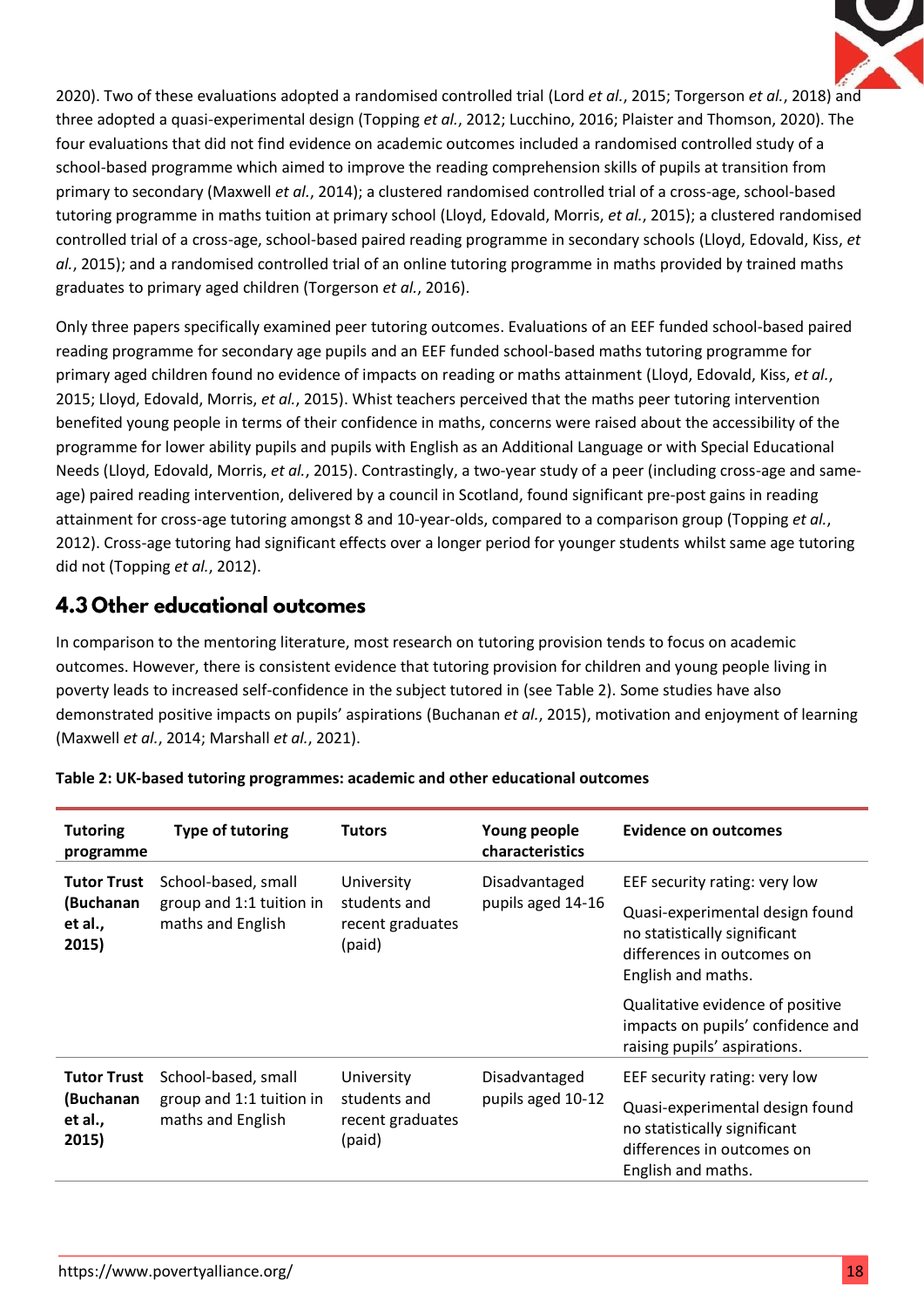2020). Two of these evaluations adopted a randomised controlled trial (Lord *et al.*, 2015; Torgerson *et al.*, 2018) and three adopted a quasi-experimental design (Topping *et al.*, 2012; Lucchino, 2016; Plaister and Thomson, 2020). The four evaluations that did not find evidence on academic outcomes included a randomised controlled study of a school-based programme which aimed to improve the reading comprehension skills of pupils at transition from primary to secondary (Maxwell *et al.*, 2014); a clustered randomised controlled trial of a cross-age, school-based tutoring programme in maths tuition at primary school (Lloyd, Edovald, Morris, *et al.*, 2015); a clustered randomised controlled trial of a cross-age, school-based paired reading programme in secondary schools (Lloyd, Edovald, Kiss, *et al.*, 2015); and a randomised controlled trial of an online tutoring programme in maths provided by trained maths graduates to primary aged children (Torgerson *et al.*, 2016).

Only three papers specifically examined peer tutoring outcomes. Evaluations of an EEF funded school-based paired reading programme for secondary age pupils and an EEF funded school-based maths tutoring programme for primary aged children found no evidence of impacts on reading or maths attainment (Lloyd, Edovald, Kiss, *et al.*, 2015; Lloyd, Edovald, Morris, *et al.*, 2015). Whilst teachers perceived that the maths peer tutoring intervention benefited young people in terms of their confidence in maths, concerns were raised about the accessibility of the programme for lower ability pupils and pupils with English as an Additional Language or with Special Educational Needs (Lloyd, Edovald, Morris, *et al.*, 2015). Contrastingly, a two-year study of a peer (including cross-age and same-age) paired reading intervention, delivered by a council in Scotland, found significant pre-post gains in reading attainment for cross-age tutoring amongst 8 and 10-year-olds, compared to a comparison group (Topping *et al.*, 2012). Cross-age tutoring had significant effects over a longer period for younger students whilst same age tutoring did not (Topping *et al.*, 2012).

## 4.3 Other educational outcomes

In comparison to the mentoring literature, most research on tutoring provision tends to focus on academic outcomes. However, there is consistent evidence that tutoring provision for children and young people living in poverty leads to increased self-confidence in the subject tutored in (see Table 2). Some studies have also demonstrated positive impacts on pupils' aspirations (Buchanan *et al.*, 2015), motivation and enjoyment of learning (Maxwell *et al.*, 2014; Marshall *et al.*, 2021).

**Table 2: UK-based tutoring programmes: academic and other educational outcomes**

| Tutoring programme | Type of tutoring | Tutors | Young people characteristics | Evidence on outcomes |
|---|---|---|---|---|
| **Tutor Trust (Buchanan et al., 2015)** | School-based, small group and 1:1 tuition in maths and English | University students and recent graduates (paid) | Disadvantaged pupils aged 14-16 | EEF security rating: very low<br><br>Quasi-experimental design found no statistically significant differences in outcomes on English and maths.<br><br>Qualitative evidence of positive impacts on pupils' confidence and raising pupils' aspirations. |
| **Tutor Trust (Buchanan et al., 2015)** | School-based, small group and 1:1 tuition in maths and English | University students and recent graduates (paid) | Disadvantaged pupils aged 10-12 | EEF security rating: very low<br><br>Quasi-experimental design found no statistically significant differences in outcomes on English and maths. |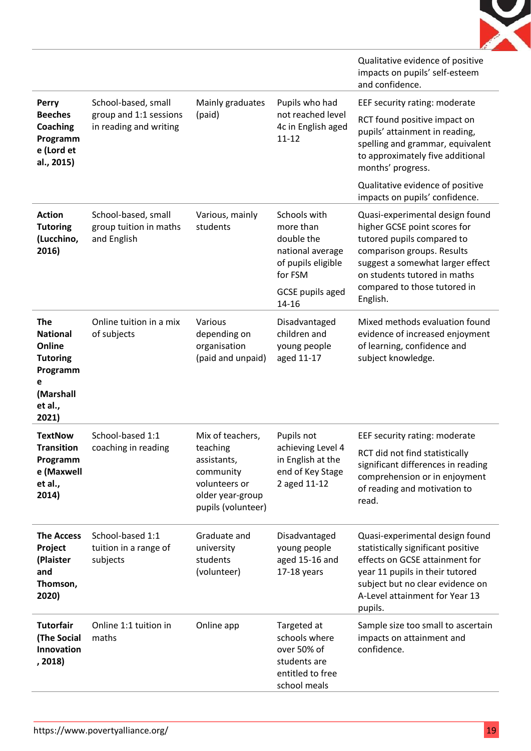| | | | | |
|---|---|---|---|---|
| | | | | Qualitative evidence of positive impacts on pupils' self-esteem and confidence. |
| **Perry Beeches Coaching Programme (Lord et al., 2015)** | School-based, small group and 1:1 sessions in reading and writing | Mainly graduates (paid) | Pupils who had not reached level 4c in English aged 11-12 | EEF security rating: moderate<br><br>RCT found positive impact on pupils' attainment in reading, spelling and grammar, equivalent to approximately five additional months' progress.<br><br>Qualitative evidence of positive impacts on pupils' confidence. |
| **Action Tutoring (Lucchino, 2016)** | School-based, small group tuition in maths and English | Various, mainly students | Schools with more than double the national average of pupils eligible for FSM<br><br>GCSE pupils aged 14-16 | Quasi-experimental design found higher GCSE point scores for tutored pupils compared to comparison groups. Results suggest a somewhat larger effect on students tutored in maths compared to those tutored in English. |
| **The National Online Tutoring Programme (Marshall et al., 2021)** | Online tuition in a mix of subjects | Various depending on organisation (paid and unpaid) | Disadvantaged children and young people aged 11-17 | Mixed methods evaluation found evidence of increased enjoyment of learning, confidence and subject knowledge. |
| **TextNow Transition Programme (Maxwell et al., 2014)** | School-based 1:1 coaching in reading | Mix of teachers, teaching assistants, community volunteers or older year-group pupils (volunteer) | Pupils not achieving Level 4 in English at the end of Key Stage 2 aged 11-12 | EEF security rating: moderate<br><br>RCT did not find statistically significant differences in reading comprehension or in enjoyment of reading and motivation to read. |
| **The Access Project (Plaister and Thomson, 2020)** | School-based 1:1 tuition in a range of subjects | Graduate and university students (volunteer) | Disadvantaged young people aged 15-16 and 17-18 years | Quasi-experimental design found statistically significant positive effects on GCSE attainment for year 11 pupils in their tutored subject but no clear evidence on A-Level attainment for Year 13 pupils. |
| **Tutorfair (The Social Innovation, 2018)** | Online 1:1 tuition in maths | Online app | Targeted at schools where over 50% of students are entitled to free school meals | Sample size too small to ascertain impacts on attainment and confidence. |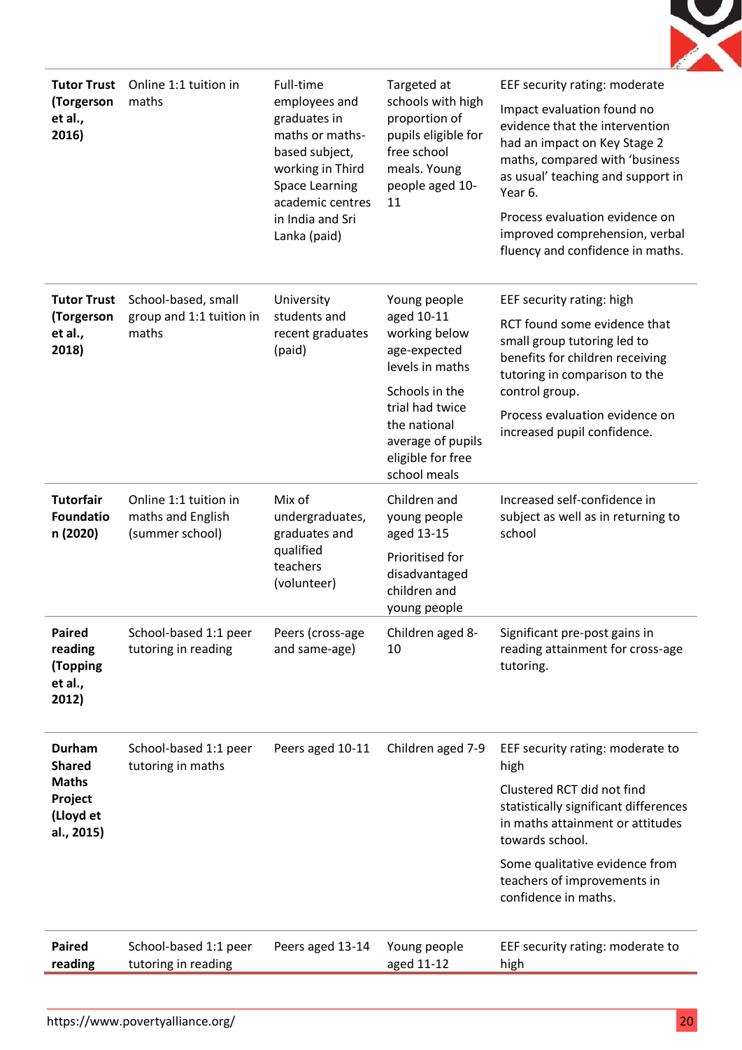| | | | | |
|---|---|---|---|---|
| **Tutor Trust (Torgerson et al., 2016)** | Online 1:1 tuition in maths | Full-time employees and graduates in maths or maths-based subject, working in Third Space Learning academic centres in India and Sri Lanka (paid) | Targeted at schools with high proportion of pupils eligible for free school meals. Young people aged 10-11 | EEF security rating: moderate<br><br>Impact evaluation found no evidence that the intervention had an impact on Key Stage 2 maths, compared with 'business as usual' teaching and support in Year 6.<br><br>Process evaluation evidence on improved comprehension, verbal fluency and confidence in maths. |
| **Tutor Trust (Torgerson et al., 2018)** | School-based, small group and 1:1 tuition in maths | University students and recent graduates (paid) | Young people aged 10-11 working below age-expected levels in maths<br><br>Schools in the trial had twice the national average of pupils eligible for free school meals | EEF security rating: high<br><br>RCT found some evidence that small group tutoring led to benefits for children receiving tutoring in comparison to the control group.<br><br>Process evaluation evidence on increased pupil confidence. |
| **Tutorfair Foundation (2020)** | Online 1:1 tuition in maths and English (summer school) | Mix of undergraduates, graduates and qualified teachers (volunteer) | Children and young people aged 13-15<br><br>Prioritised for disadvantaged children and young people | Increased self-confidence in subject as well as in returning to school |
| **Paired reading (Topping et al., 2012)** | School-based 1:1 peer tutoring in reading | Peers (cross-age and same-age) | Children aged 8-10 | Significant pre-post gains in reading attainment for cross-age tutoring. |
| **Durham Shared Maths Project (Lloyd et al., 2015)** | School-based 1:1 peer tutoring in maths | Peers aged 10-11 | Children aged 7-9 | EEF security rating: moderate to high<br><br>Clustered RCT did not find statistically significant differences in maths attainment or attitudes towards school.<br><br>Some qualitative evidence from teachers of improvements in confidence in maths. |
| **Paired reading** | School-based 1:1 peer tutoring in reading | Peers aged 13-14 | Young people aged 11-12 | EEF security rating: moderate to high |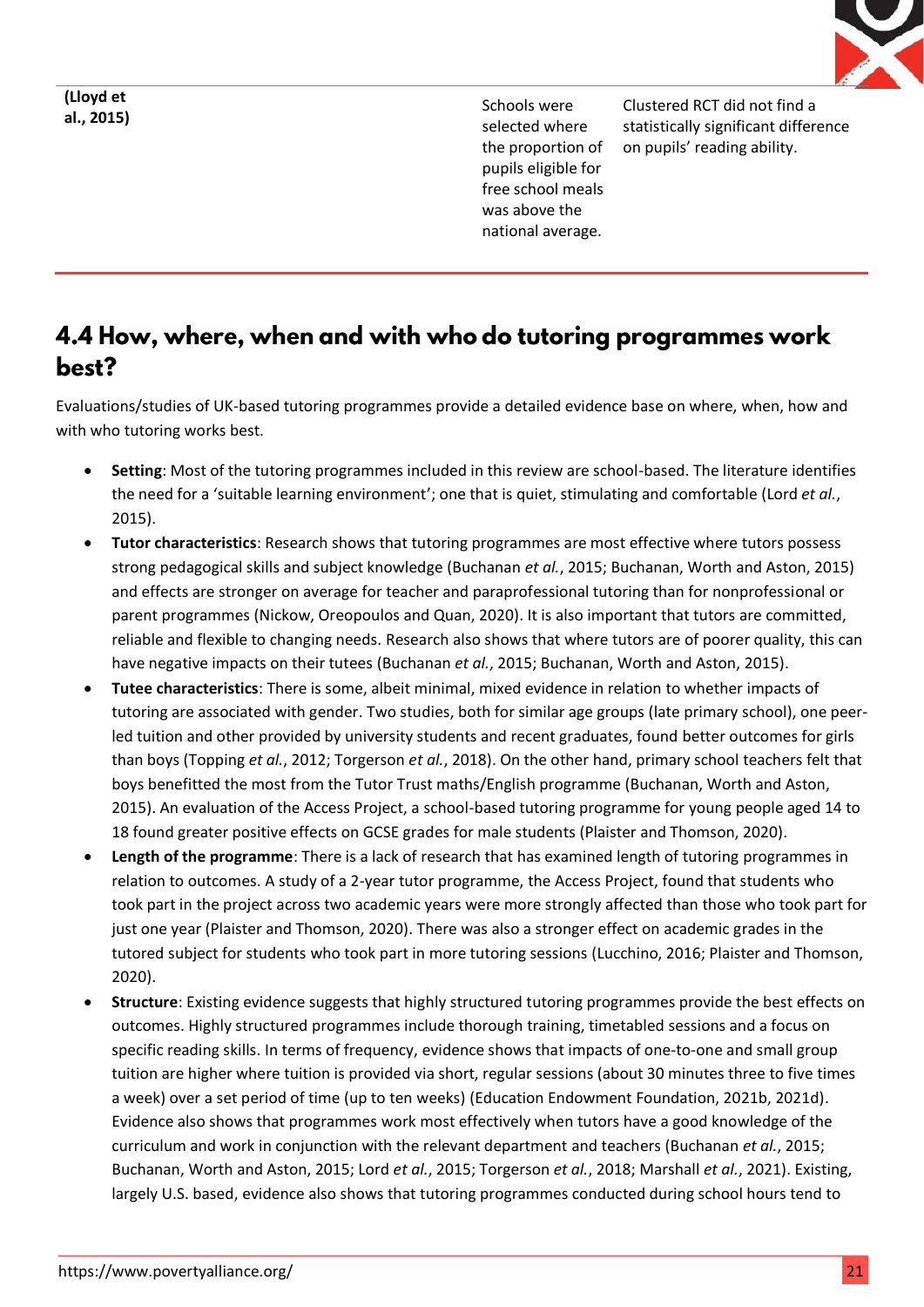| | | | |
|---|---|---|---|
| **(Lloyd et al., 2015)** | | Schools were selected where the proportion of pupils eligible for free school meals was above the national average. | Clustered RCT did not find a statistically significant difference on pupils' reading ability. |

## 4.4 How, where, when and with who do tutoring programmes work best?

Evaluations/studies of UK-based tutoring programmes provide a detailed evidence base on where, when, how and with who tutoring works best.

- **Setting**: Most of the tutoring programmes included in this review are school-based. The literature identifies the need for a 'suitable learning environment'; one that is quiet, stimulating and comfortable (Lord *et al.*, 2015).
- **Tutor characteristics**: Research shows that tutoring programmes are most effective where tutors possess strong pedagogical skills and subject knowledge (Buchanan *et al.*, 2015; Buchanan, Worth and Aston, 2015) and effects are stronger on average for teacher and paraprofessional tutoring than for nonprofessional or parent programmes (Nickow, Oreopoulos and Quan, 2020). It is also important that tutors are committed, reliable and flexible to changing needs. Research also shows that where tutors are of poorer quality, this can have negative impacts on their tutees (Buchanan *et al.*, 2015; Buchanan, Worth and Aston, 2015).
- **Tutee characteristics**: There is some, albeit minimal, mixed evidence in relation to whether impacts of tutoring are associated with gender. Two studies, both for similar age groups (late primary school), one peer-led tuition and other provided by university students and recent graduates, found better outcomes for girls than boys (Topping *et al.*, 2012; Torgerson *et al.*, 2018). On the other hand, primary school teachers felt that boys benefitted the most from the Tutor Trust maths/English programme (Buchanan, Worth and Aston, 2015). An evaluation of the Access Project, a school-based tutoring programme for young people aged 14 to 18 found greater positive effects on GCSE grades for male students (Plaister and Thomson, 2020).
- **Length of the programme**: There is a lack of research that has examined length of tutoring programmes in relation to outcomes. A study of a 2-year tutor programme, the Access Project, found that students who took part in the project across two academic years were more strongly affected than those who took part for just one year (Plaister and Thomson, 2020). There was also a stronger effect on academic grades in the tutored subject for students who took part in more tutoring sessions (Lucchino, 2016; Plaister and Thomson, 2020).
- **Structure**: Existing evidence suggests that highly structured tutoring programmes provide the best effects on outcomes. Highly structured programmes include thorough training, timetabled sessions and a focus on specific reading skills. In terms of frequency, evidence shows that impacts of one-to-one and small group tuition are higher where tuition is provided via short, regular sessions (about 30 minutes three to five times a week) over a set period of time (up to ten weeks) (Education Endowment Foundation, 2021b, 2021d). Evidence also shows that programmes work most effectively when tutors have a good knowledge of the curriculum and work in conjunction with the relevant department and teachers (Buchanan *et al.*, 2015; Buchanan, Worth and Aston, 2015; Lord *et al.*, 2015; Torgerson *et al.*, 2018; Marshall *et al.*, 2021). Existing, largely U.S. based, evidence also shows that tutoring programmes conducted during school hours tend to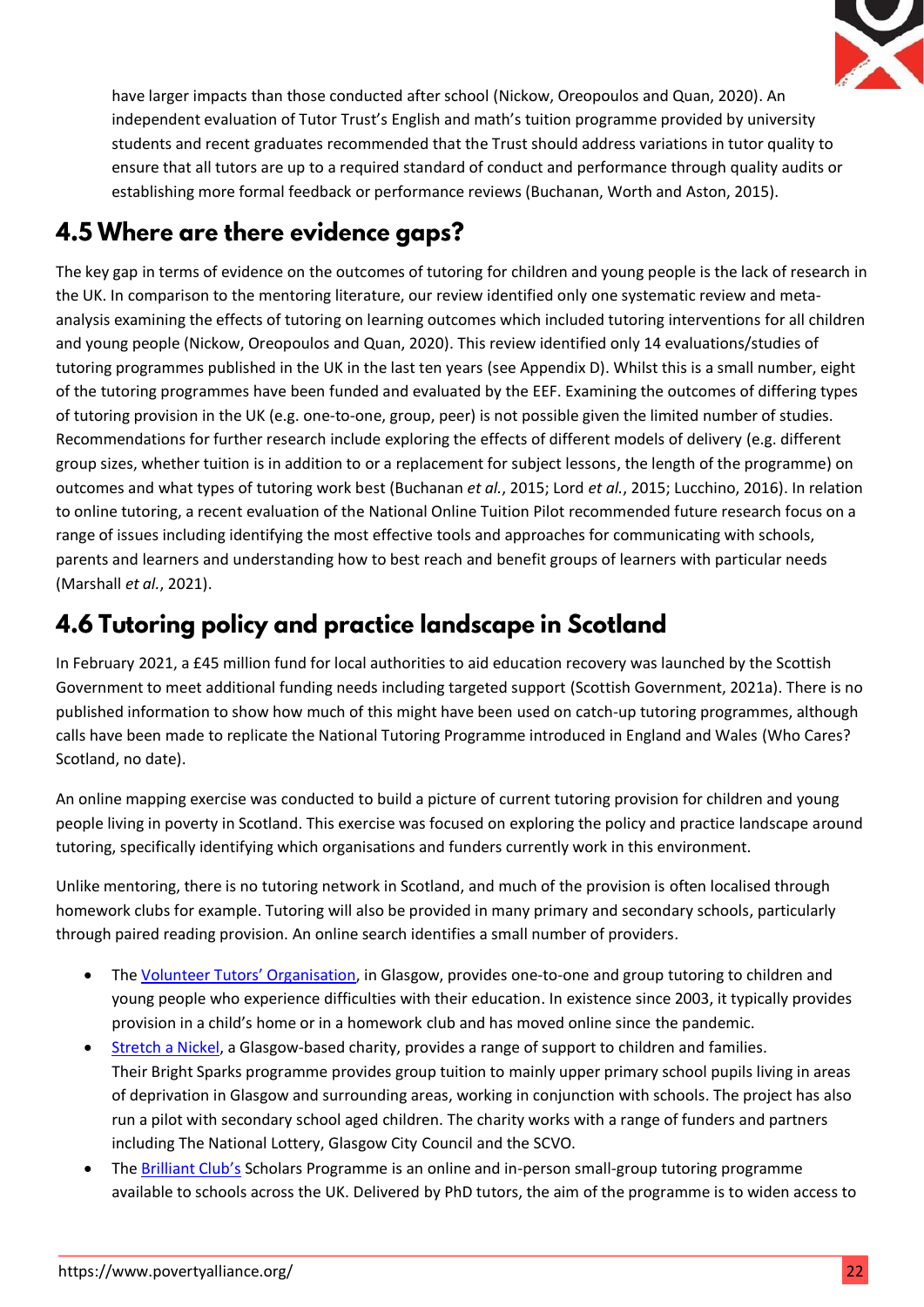have larger impacts than those conducted after school (Nickow, Oreopoulos and Quan, 2020). An independent evaluation of Tutor Trust's English and math's tuition programme provided by university students and recent graduates recommended that the Trust should address variations in tutor quality to ensure that all tutors are up to a required standard of conduct and performance through quality audits or establishing more formal feedback or performance reviews (Buchanan, Worth and Aston, 2015).

## 4.5 Where are there evidence gaps?

The key gap in terms of evidence on the outcomes of tutoring for children and young people is the lack of research in the UK. In comparison to the mentoring literature, our review identified only one systematic review and meta-analysis examining the effects of tutoring on learning outcomes which included tutoring interventions for all children and young people (Nickow, Oreopoulos and Quan, 2020). This review identified only 14 evaluations/studies of tutoring programmes published in the UK in the last ten years (see Appendix D). Whilst this is a small number, eight of the tutoring programmes have been funded and evaluated by the EEF. Examining the outcomes of differing types of tutoring provision in the UK (e.g. one-to-one, group, peer) is not possible given the limited number of studies. Recommendations for further research include exploring the effects of different models of delivery (e.g. different group sizes, whether tuition is in addition to or a replacement for subject lessons, the length of the programme) on outcomes and what types of tutoring work best (Buchanan *et al.*, 2015; Lord *et al.*, 2015; Lucchino, 2016). In relation to online tutoring, a recent evaluation of the National Online Tuition Pilot recommended future research focus on a range of issues including identifying the most effective tools and approaches for communicating with schools, parents and learners and understanding how to best reach and benefit groups of learners with particular needs (Marshall *et al.*, 2021).

## 4.6 Tutoring policy and practice landscape in Scotland

In February 2021, a £45 million fund for local authorities to aid education recovery was launched by the Scottish Government to meet additional funding needs including targeted support (Scottish Government, 2021a). There is no published information to show how much of this might have been used on catch-up tutoring programmes, although calls have been made to replicate the National Tutoring Programme introduced in England and Wales (Who Cares? Scotland, no date).

An online mapping exercise was conducted to build a picture of current tutoring provision for children and young people living in poverty in Scotland. This exercise was focused on exploring the policy and practice landscape around tutoring, specifically identifying which organisations and funders currently work in this environment.

Unlike mentoring, there is no tutoring network in Scotland, and much of the provision is often localised through homework clubs for example. Tutoring will also be provided in many primary and secondary schools, particularly through paired reading provision. An online search identifies a small number of providers.

- The Volunteer Tutors' Organisation, in Glasgow, provides one-to-one and group tutoring to children and young people who experience difficulties with their education. In existence since 2003, it typically provides provision in a child's home or in a homework club and has moved online since the pandemic.
- Stretch a Nickel, a Glasgow-based charity, provides a range of support to children and families. Their Bright Sparks programme provides group tuition to mainly upper primary school pupils living in areas of deprivation in Glasgow and surrounding areas, working in conjunction with schools. The project has also run a pilot with secondary school aged children. The charity works with a range of funders and partners including The National Lottery, Glasgow City Council and the SCVO.
- The Brilliant Club's Scholars Programme is an online and in-person small-group tutoring programme available to schools across the UK. Delivered by PhD tutors, the aim of the programme is to widen access to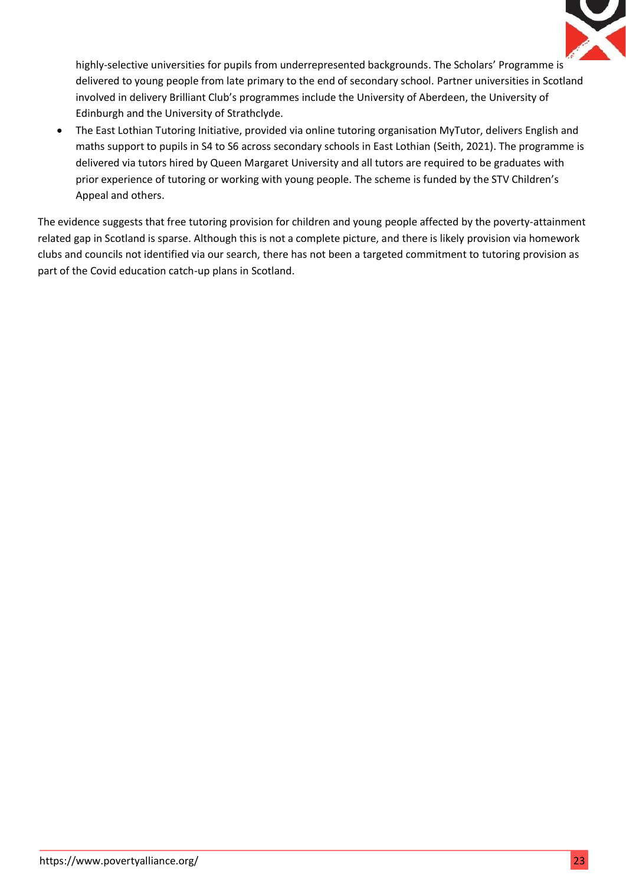highly-selective universities for pupils from underrepresented backgrounds. The Scholars' Programme is delivered to young people from late primary to the end of secondary school. Partner universities in Scotland involved in delivery Brilliant Club's programmes include the University of Aberdeen, the University of Edinburgh and the University of Strathclyde.

- The East Lothian Tutoring Initiative, provided via online tutoring organisation MyTutor, delivers English and maths support to pupils in S4 to S6 across secondary schools in East Lothian (Seith, 2021). The programme is delivered via tutors hired by Queen Margaret University and all tutors are required to be graduates with prior experience of tutoring or working with young people. The scheme is funded by the STV Children's Appeal and others.

The evidence suggests that free tutoring provision for children and young people affected by the poverty-attainment related gap in Scotland is sparse. Although this is not a complete picture, and there is likely provision via homework clubs and councils not identified via our search, there has not been a targeted commitment to tutoring provision as part of the Covid education catch-up plans in Scotland.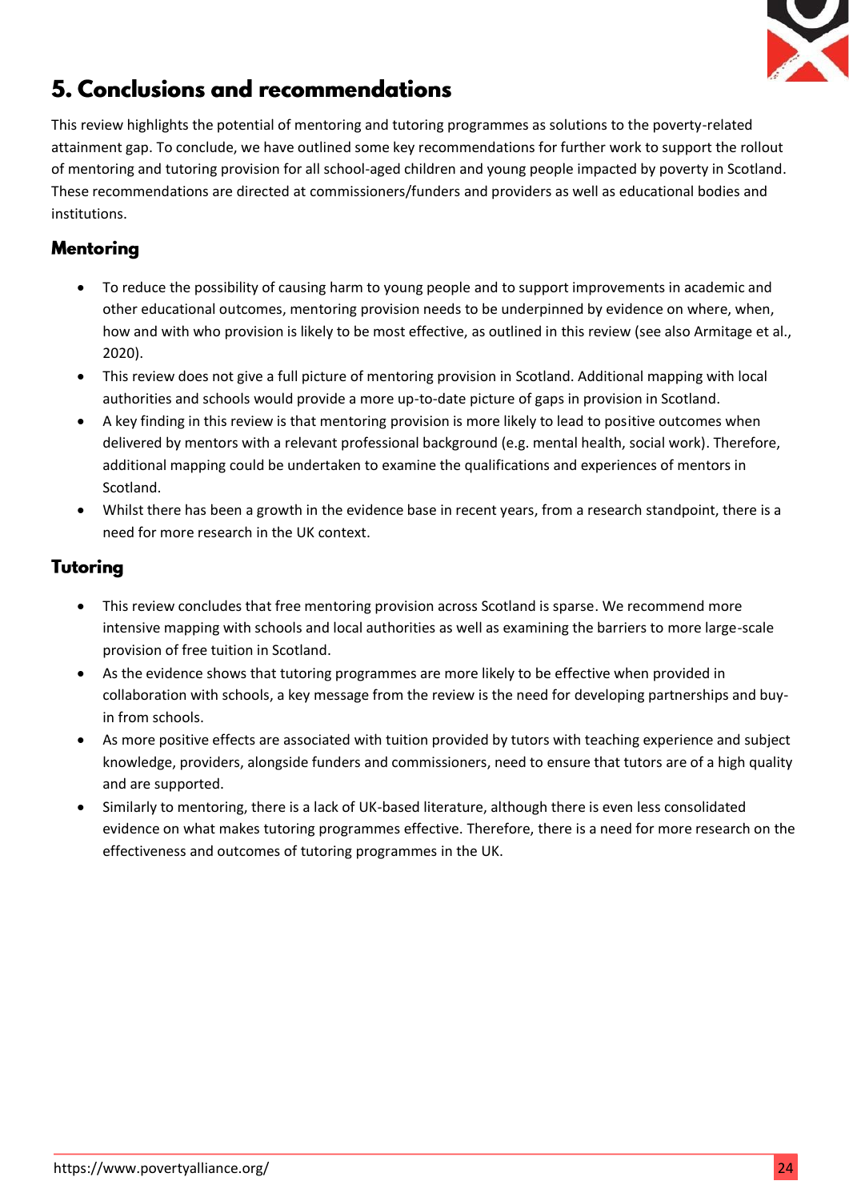## 5. Conclusions and recommendations

This review highlights the potential of mentoring and tutoring programmes as solutions to the poverty-related attainment gap. To conclude, we have outlined some key recommendations for further work to support the rollout of mentoring and tutoring provision for all school-aged children and young people impacted by poverty in Scotland. These recommendations are directed at commissioners/funders and providers as well as educational bodies and institutions.

### Mentoring

- To reduce the possibility of causing harm to young people and to support improvements in academic and other educational outcomes, mentoring provision needs to be underpinned by evidence on where, when, how and with who provision is likely to be most effective, as outlined in this review (see also Armitage et al., 2020).
- This review does not give a full picture of mentoring provision in Scotland. Additional mapping with local authorities and schools would provide a more up-to-date picture of gaps in provision in Scotland.
- A key finding in this review is that mentoring provision is more likely to lead to positive outcomes when delivered by mentors with a relevant professional background (e.g. mental health, social work). Therefore, additional mapping could be undertaken to examine the qualifications and experiences of mentors in Scotland.
- Whilst there has been a growth in the evidence base in recent years, from a research standpoint, there is a need for more research in the UK context.

### Tutoring

- This review concludes that free mentoring provision across Scotland is sparse. We recommend more intensive mapping with schools and local authorities as well as examining the barriers to more large-scale provision of free tuition in Scotland.
- As the evidence shows that tutoring programmes are more likely to be effective when provided in collaboration with schools, a key message from the review is the need for developing partnerships and buy-in from schools.
- As more positive effects are associated with tuition provided by tutors with teaching experience and subject knowledge, providers, alongside funders and commissioners, need to ensure that tutors are of a high quality and are supported.
- Similarly to mentoring, there is a lack of UK-based literature, although there is even less consolidated evidence on what makes tutoring programmes effective. Therefore, there is a need for more research on the effectiveness and outcomes of tutoring programmes in the UK.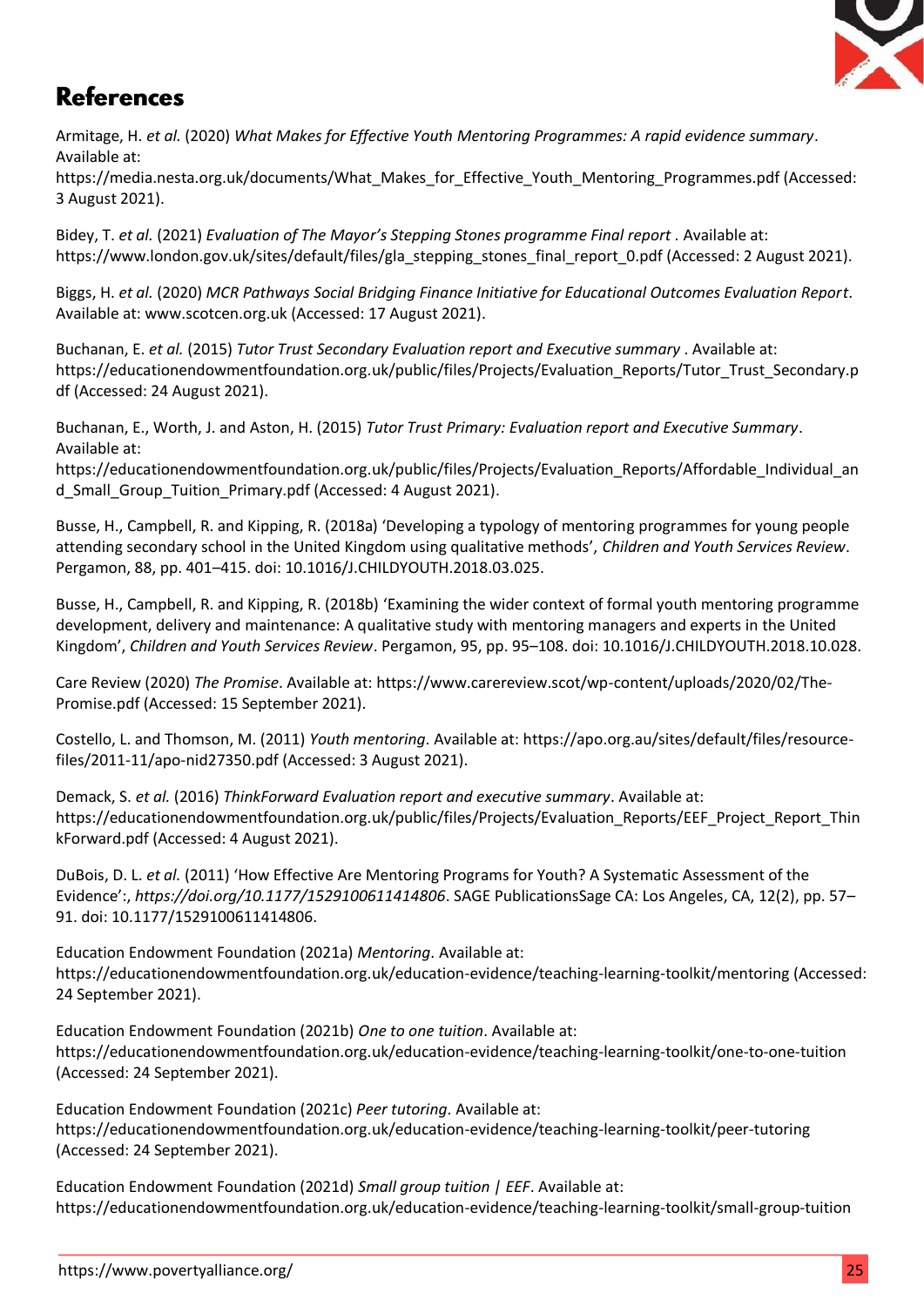# References

Armitage, H. *et al.* (2020) *What Makes for Effective Youth Mentoring Programmes: A rapid evidence summary*. Available at: https://media.nesta.org.uk/documents/What_Makes_for_Effective_Youth_Mentoring_Programmes.pdf (Accessed: 3 August 2021).

Bidey, T. *et al.* (2021) *Evaluation of The Mayor's Stepping Stones programme Final report* . Available at: https://www.london.gov.uk/sites/default/files/gla_stepping_stones_final_report_0.pdf (Accessed: 2 August 2021).

Biggs, H. *et al.* (2020) *MCR Pathways Social Bridging Finance Initiative for Educational Outcomes Evaluation Report*. Available at: www.scotcen.org.uk (Accessed: 17 August 2021).

Buchanan, E. *et al.* (2015) *Tutor Trust Secondary Evaluation report and Executive summary* . Available at: https://educationendowmentfoundation.org.uk/public/files/Projects/Evaluation_Reports/Tutor_Trust_Secondary.pdf (Accessed: 24 August 2021).

Buchanan, E., Worth, J. and Aston, H. (2015) *Tutor Trust Primary: Evaluation report and Executive Summary*. Available at: https://educationendowmentfoundation.org.uk/public/files/Projects/Evaluation_Reports/Affordable_Individual_and_Small_Group_Tuition_Primary.pdf (Accessed: 4 August 2021).

Busse, H., Campbell, R. and Kipping, R. (2018a) 'Developing a typology of mentoring programmes for young people attending secondary school in the United Kingdom using qualitative methods', *Children and Youth Services Review*. Pergamon, 88, pp. 401–415. doi: 10.1016/J.CHILDYOUTH.2018.03.025.

Busse, H., Campbell, R. and Kipping, R. (2018b) 'Examining the wider context of formal youth mentoring programme development, delivery and maintenance: A qualitative study with mentoring managers and experts in the United Kingdom', *Children and Youth Services Review*. Pergamon, 95, pp. 95–108. doi: 10.1016/J.CHILDYOUTH.2018.10.028.

Care Review (2020) *The Promise*. Available at: https://www.carereview.scot/wp-content/uploads/2020/02/The-Promise.pdf (Accessed: 15 September 2021).

Costello, L. and Thomson, M. (2011) *Youth mentoring*. Available at: https://apo.org.au/sites/default/files/resource-files/2011-11/apo-nid27350.pdf (Accessed: 3 August 2021).

Demack, S. *et al.* (2016) *ThinkForward Evaluation report and executive summary*. Available at: https://educationendowmentfoundation.org.uk/public/files/Projects/Evaluation_Reports/EEF_Project_Report_ThinkForward.pdf (Accessed: 4 August 2021).

DuBois, D. L. *et al.* (2011) 'How Effective Are Mentoring Programs for Youth? A Systematic Assessment of the Evidence':, *https://doi.org/10.1177/1529100611414806*. SAGE PublicationsSage CA: Los Angeles, CA, 12(2), pp. 57–91. doi: 10.1177/1529100611414806.

Education Endowment Foundation (2021a) *Mentoring*. Available at: https://educationendowmentfoundation.org.uk/education-evidence/teaching-learning-toolkit/mentoring (Accessed: 24 September 2021).

Education Endowment Foundation (2021b) *One to one tuition*. Available at: https://educationendowmentfoundation.org.uk/education-evidence/teaching-learning-toolkit/one-to-one-tuition (Accessed: 24 September 2021).

Education Endowment Foundation (2021c) *Peer tutoring*. Available at: https://educationendowmentfoundation.org.uk/education-evidence/teaching-learning-toolkit/peer-tutoring (Accessed: 24 September 2021).

Education Endowment Foundation (2021d) *Small group tuition | EEF*. Available at: https://educationendowmentfoundation.org.uk/education-evidence/teaching-learning-toolkit/small-group-tuition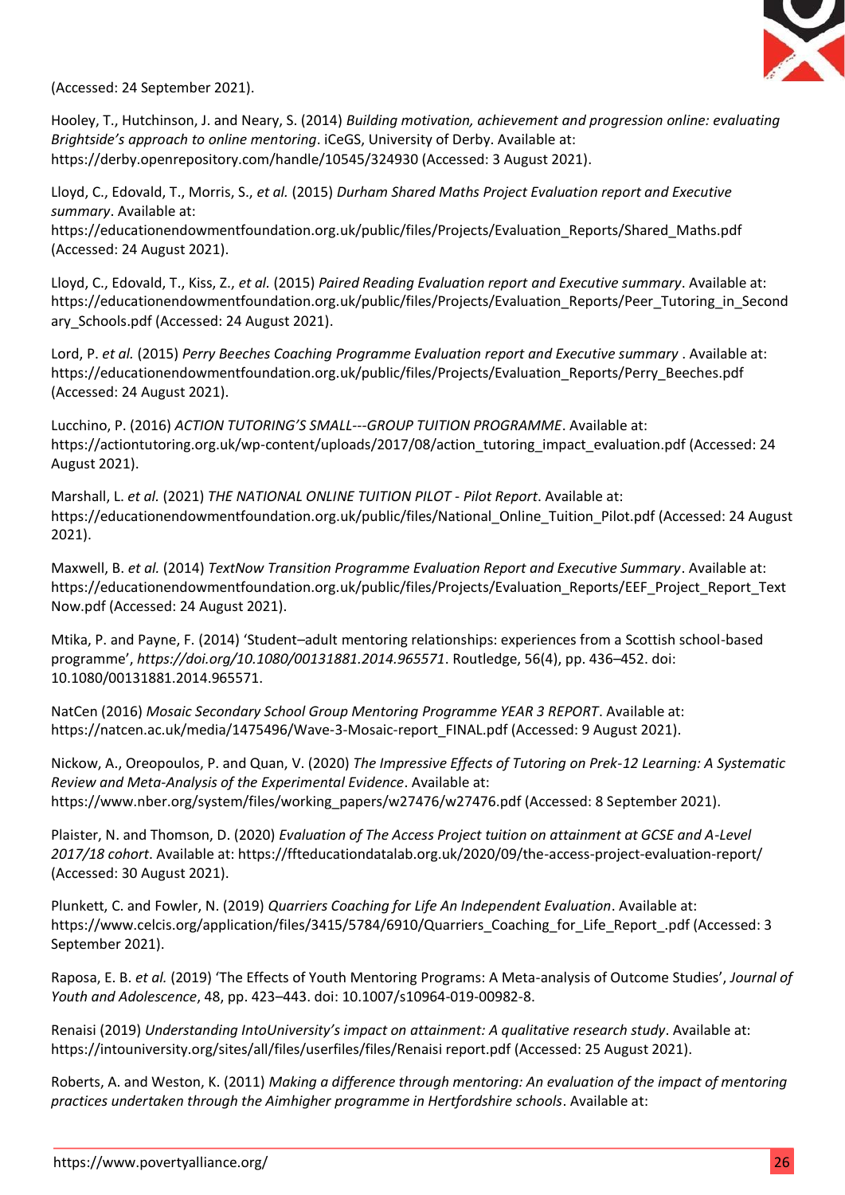(Accessed: 24 September 2021).

Hooley, T., Hutchinson, J. and Neary, S. (2014) *Building motivation, achievement and progression online: evaluating Brightside's approach to online mentoring*. iCeGS, University of Derby. Available at: https://derby.openrepository.com/handle/10545/324930 (Accessed: 3 August 2021).

Lloyd, C., Edovald, T., Morris, S., *et al.* (2015) *Durham Shared Maths Project Evaluation report and Executive summary*. Available at: https://educationendowmentfoundation.org.uk/public/files/Projects/Evaluation_Reports/Shared_Maths.pdf (Accessed: 24 August 2021).

Lloyd, C., Edovald, T., Kiss, Z., *et al.* (2015) *Paired Reading Evaluation report and Executive summary*. Available at: https://educationendowmentfoundation.org.uk/public/files/Projects/Evaluation_Reports/Peer_Tutoring_in_Secondary_Schools.pdf (Accessed: 24 August 2021).

Lord, P. *et al.* (2015) *Perry Beeches Coaching Programme Evaluation report and Executive summary* . Available at: https://educationendowmentfoundation.org.uk/public/files/Projects/Evaluation_Reports/Perry_Beeches.pdf (Accessed: 24 August 2021).

Lucchino, P. (2016) *ACTION TUTORING'S SMALL---GROUP TUITION PROGRAMME*. Available at: https://actiontutoring.org.uk/wp-content/uploads/2017/08/action_tutoring_impact_evaluation.pdf (Accessed: 24 August 2021).

Marshall, L. *et al.* (2021) *THE NATIONAL ONLINE TUITION PILOT - Pilot Report*. Available at: https://educationendowmentfoundation.org.uk/public/files/National_Online_Tuition_Pilot.pdf (Accessed: 24 August 2021).

Maxwell, B. *et al.* (2014) *TextNow Transition Programme Evaluation Report and Executive Summary*. Available at: https://educationendowmentfoundation.org.uk/public/files/Projects/Evaluation_Reports/EEF_Project_Report_TextNow.pdf (Accessed: 24 August 2021).

Mtika, P. and Payne, F. (2014) 'Student–adult mentoring relationships: experiences from a Scottish school-based programme', *https://doi.org/10.1080/00131881.2014.965571*. Routledge, 56(4), pp. 436–452. doi: 10.1080/00131881.2014.965571.

NatCen (2016) *Mosaic Secondary School Group Mentoring Programme YEAR 3 REPORT*. Available at: https://natcen.ac.uk/media/1475496/Wave-3-Mosaic-report_FINAL.pdf (Accessed: 9 August 2021).

Nickow, A., Oreopoulos, P. and Quan, V. (2020) *The Impressive Effects of Tutoring on Prek-12 Learning: A Systematic Review and Meta-Analysis of the Experimental Evidence*. Available at: https://www.nber.org/system/files/working_papers/w27476/w27476.pdf (Accessed: 8 September 2021).

Plaister, N. and Thomson, D. (2020) *Evaluation of The Access Project tuition on attainment at GCSE and A-Level 2017/18 cohort*. Available at: https://ffteducationdatalab.org.uk/2020/09/the-access-project-evaluation-report/ (Accessed: 30 August 2021).

Plunkett, C. and Fowler, N. (2019) *Quarriers Coaching for Life An Independent Evaluation*. Available at: https://www.celcis.org/application/files/3415/5784/6910/Quarriers_Coaching_for_Life_Report_.pdf (Accessed: 3 September 2021).

Raposa, E. B. *et al.* (2019) 'The Effects of Youth Mentoring Programs: A Meta-analysis of Outcome Studies', *Journal of Youth and Adolescence*, 48, pp. 423–443. doi: 10.1007/s10964-019-00982-8.

Renaisi (2019) *Understanding IntoUniversity's impact on attainment: A qualitative research study*. Available at: https://intouniversity.org/sites/all/files/userfiles/files/Renaisi report.pdf (Accessed: 25 August 2021).

Roberts, A. and Weston, K. (2011) *Making a difference through mentoring: An evaluation of the impact of mentoring practices undertaken through the Aimhigher programme in Hertfordshire schools*. Available at: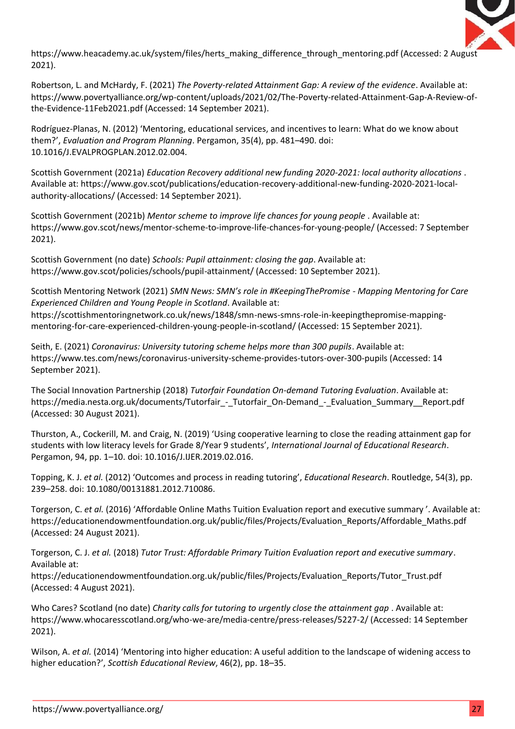https://www.heacademy.ac.uk/system/files/herts_making_difference_through_mentoring.pdf (Accessed: 2 August 2021).

Robertson, L. and McHardy, F. (2021) *The Poverty-related Attainment Gap: A review of the evidence*. Available at: https://www.povertyalliance.org/wp-content/uploads/2021/02/The-Poverty-related-Attainment-Gap-A-Review-of-the-Evidence-11Feb2021.pdf (Accessed: 14 September 2021).

Rodríguez-Planas, N. (2012) 'Mentoring, educational services, and incentives to learn: What do we know about them?', *Evaluation and Program Planning*. Pergamon, 35(4), pp. 481–490. doi: 10.1016/J.EVALPROGPLAN.2012.02.004.

Scottish Government (2021a) *Education Recovery additional new funding 2020-2021: local authority allocations* . Available at: https://www.gov.scot/publications/education-recovery-additional-new-funding-2020-2021-local-authority-allocations/ (Accessed: 14 September 2021).

Scottish Government (2021b) *Mentor scheme to improve life chances for young people* . Available at: https://www.gov.scot/news/mentor-scheme-to-improve-life-chances-for-young-people/ (Accessed: 7 September 2021).

Scottish Government (no date) *Schools: Pupil attainment: closing the gap*. Available at: https://www.gov.scot/policies/schools/pupil-attainment/ (Accessed: 10 September 2021).

Scottish Mentoring Network (2021) *SMN News: SMN's role in #KeepingThePromise - Mapping Mentoring for Care Experienced Children and Young People in Scotland*. Available at: https://scottishmentoringnetwork.co.uk/news/1848/smn-news-smns-role-in-keepingthepromise-mapping-mentoring-for-care-experienced-children-young-people-in-scotland/ (Accessed: 15 September 2021).

Seith, E. (2021) *Coronavirus: University tutoring scheme helps more than 300 pupils*. Available at: https://www.tes.com/news/coronavirus-university-scheme-provides-tutors-over-300-pupils (Accessed: 14 September 2021).

The Social Innovation Partnership (2018) *Tutorfair Foundation On-demand Tutoring Evaluation*. Available at: https://media.nesta.org.uk/documents/Tutorfair_-_Tutorfair_On-Demand_-_Evaluation_Summary__Report.pdf (Accessed: 30 August 2021).

Thurston, A., Cockerill, M. and Craig, N. (2019) 'Using cooperative learning to close the reading attainment gap for students with low literacy levels for Grade 8/Year 9 students', *International Journal of Educational Research*. Pergamon, 94, pp. 1–10. doi: 10.1016/J.IJER.2019.02.016.

Topping, K. J. *et al.* (2012) 'Outcomes and process in reading tutoring', *Educational Research*. Routledge, 54(3), pp. 239–258. doi: 10.1080/00131881.2012.710086.

Torgerson, C. *et al.* (2016) 'Affordable Online Maths Tuition Evaluation report and executive summary '. Available at: https://educationendowmentfoundation.org.uk/public/files/Projects/Evaluation_Reports/Affordable_Maths.pdf (Accessed: 24 August 2021).

Torgerson, C. J. *et al.* (2018) *Tutor Trust: Affordable Primary Tuition Evaluation report and executive summary*. Available at: https://educationendowmentfoundation.org.uk/public/files/Projects/Evaluation_Reports/Tutor_Trust.pdf (Accessed: 4 August 2021).

Who Cares? Scotland (no date) *Charity calls for tutoring to urgently close the attainment gap* . Available at: https://www.whocaresscotland.org/who-we-are/media-centre/press-releases/5227-2/ (Accessed: 14 September 2021).

Wilson, A. *et al.* (2014) 'Mentoring into higher education: A useful addition to the landscape of widening access to higher education?', *Scottish Educational Review*, 46(2), pp. 18–35.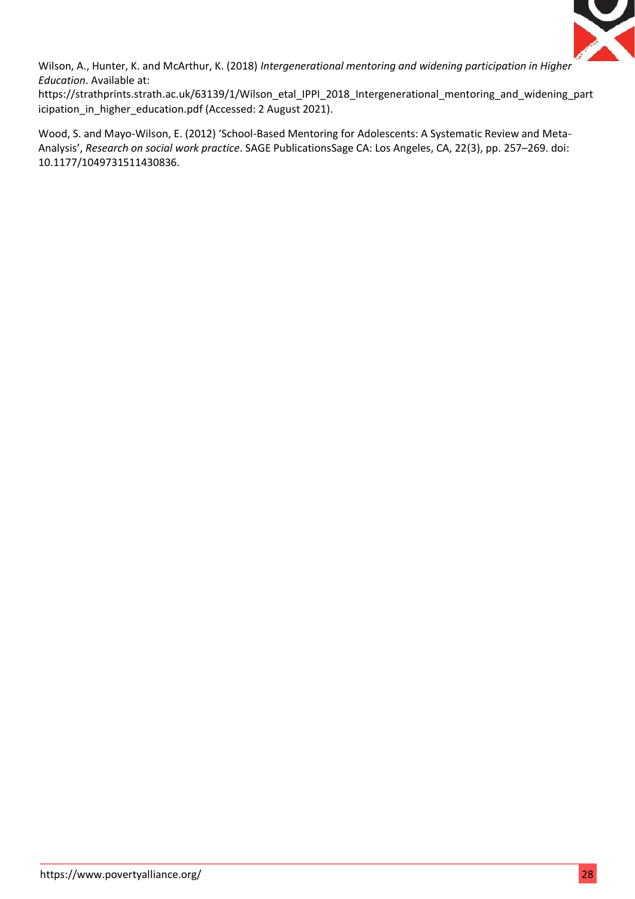Wilson, A., Hunter, K. and McArthur, K. (2018) *Intergenerational mentoring and widening participation in Higher Education*. Available at: https://strathprints.strath.ac.uk/63139/1/Wilson_etal_IPPI_2018_Intergenerational_mentoring_and_widening_participation_in_higher_education.pdf (Accessed: 2 August 2021).

Wood, S. and Mayo-Wilson, E. (2012) 'School-Based Mentoring for Adolescents: A Systematic Review and Meta-Analysis', *Research on social work practice*. SAGE PublicationsSage CA: Los Angeles, CA, 22(3), pp. 257–269. doi: 10.1177/1049731511430836.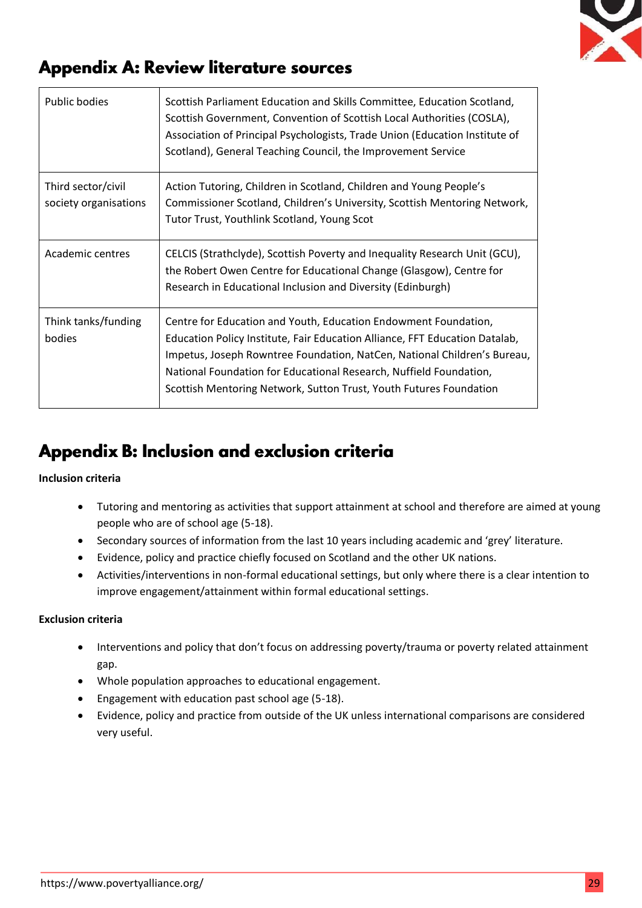## Appendix A: Review literature sources

| | |
|---|---|
| Public bodies | Scottish Parliament Education and Skills Committee, Education Scotland, Scottish Government, Convention of Scottish Local Authorities (COSLA), Association of Principal Psychologists, Trade Union (Education Institute of Scotland), General Teaching Council, the Improvement Service |
| Third sector/civil society organisations | Action Tutoring, Children in Scotland, Children and Young People's Commissioner Scotland, Children's University, Scottish Mentoring Network, Tutor Trust, Youthlink Scotland, Young Scot |
| Academic centres | CELCIS (Strathclyde), Scottish Poverty and Inequality Research Unit (GCU), the Robert Owen Centre for Educational Change (Glasgow), Centre for Research in Educational Inclusion and Diversity (Edinburgh) |
| Think tanks/funding bodies | Centre for Education and Youth, Education Endowment Foundation, Education Policy Institute, Fair Education Alliance, FFT Education Datalab, Impetus, Joseph Rowntree Foundation, NatCen, National Children's Bureau, National Foundation for Educational Research, Nuffield Foundation, Scottish Mentoring Network, Sutton Trust, Youth Futures Foundation |

## Appendix B: Inclusion and exclusion criteria

**Inclusion criteria**

- Tutoring and mentoring as activities that support attainment at school and therefore are aimed at young people who are of school age (5-18).
- Secondary sources of information from the last 10 years including academic and 'grey' literature.
- Evidence, policy and practice chiefly focused on Scotland and the other UK nations.
- Activities/interventions in non-formal educational settings, but only where there is a clear intention to improve engagement/attainment within formal educational settings.

**Exclusion criteria**

- Interventions and policy that don't focus on addressing poverty/trauma or poverty related attainment gap.
- Whole population approaches to educational engagement.
- Engagement with education past school age (5-18).
- Evidence, policy and practice from outside of the UK unless international comparisons are considered very useful.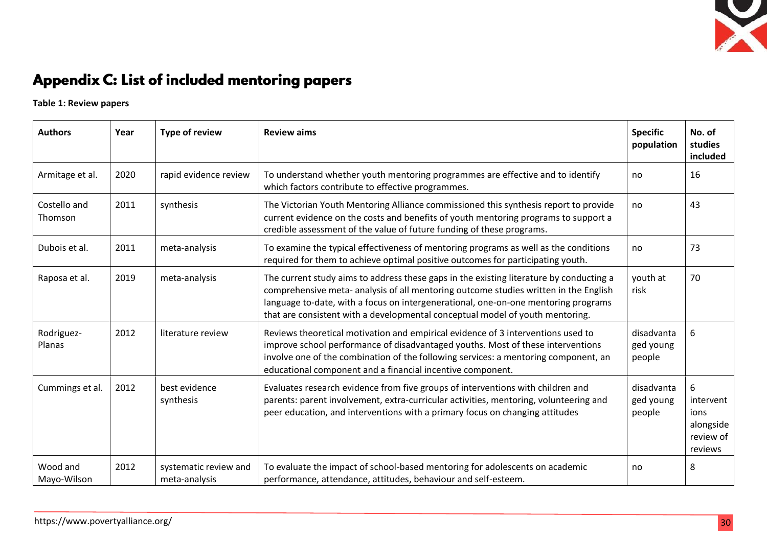## Appendix C: List of included mentoring papers

**Table 1: Review papers**

| Authors | Year | Type of review | Review aims | Specific population | No. of studies included |
|---|---|---|---|---|---|
| Armitage et al. | 2020 | rapid evidence review | To understand whether youth mentoring programmes are effective and to identify which factors contribute to effective programmes. | no | 16 |
| Costello and Thomson | 2011 | synthesis | The Victorian Youth Mentoring Alliance commissioned this synthesis report to provide current evidence on the costs and benefits of youth mentoring programs to support a credible assessment of the value of future funding of these programs. | no | 43 |
| Dubois et al. | 2011 | meta-analysis | To examine the typical effectiveness of mentoring programs as well as the conditions required for them to achieve optimal positive outcomes for participating youth. | no | 73 |
| Raposa et al. | 2019 | meta-analysis | The current study aims to address these gaps in the existing literature by conducting a comprehensive meta- analysis of all mentoring outcome studies written in the English language to-date, with a focus on intergenerational, one-on-one mentoring programs that are consistent with a developmental conceptual model of youth mentoring. | youth at risk | 70 |
| Rodriguez-Planas | 2012 | literature review | Reviews theoretical motivation and empirical evidence of 3 interventions used to improve school performance of disadvantaged youths. Most of these interventions involve one of the combination of the following services: a mentoring component, an educational component and a financial incentive component. | disadvantaged young people | 6 |
| Cummings et al. | 2012 | best evidence synthesis | Evaluates research evidence from five groups of interventions with children and parents: parent involvement, extra-curricular activities, mentoring, volunteering and peer education, and interventions with a primary focus on changing attitudes | disadvantaged young people | 6 interventions alongside review of reviews |
| Wood and Mayo-Wilson | 2012 | systematic review and meta-analysis | To evaluate the impact of school-based mentoring for adolescents on academic performance, attendance, attitudes, behaviour and self-esteem. | no | 8 |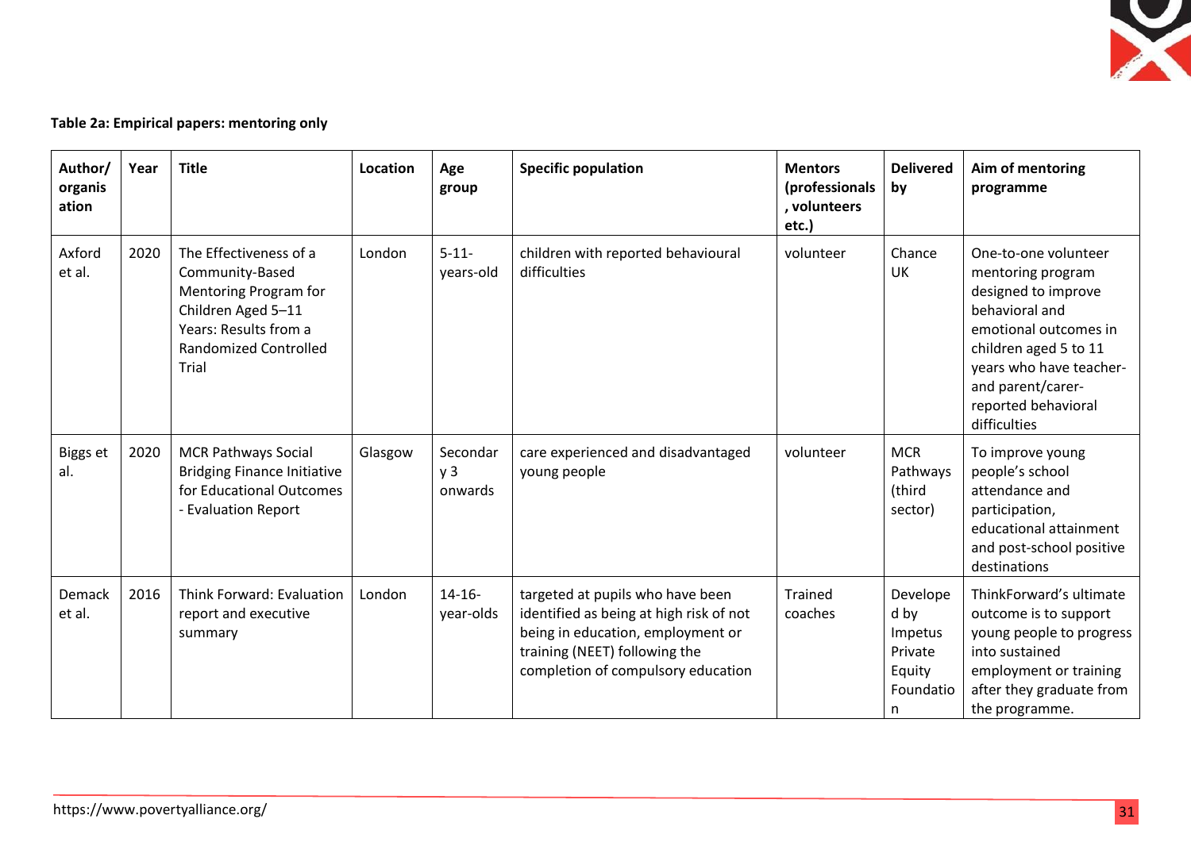**Table 2a: Empirical papers: mentoring only**

| Author/ organisation | Year | Title | Location | Age group | Specific population | Mentors (professionals, volunteers etc.) | Delivered by | Aim of mentoring programme |
|---|---|---|---|---|---|---|---|---|
| Axford et al. | 2020 | The Effectiveness of a Community-Based Mentoring Program for Children Aged 5–11 Years: Results from a Randomized Controlled Trial | London | 5-11-years-old | children with reported behavioural difficulties | volunteer | Chance UK | One-to-one volunteer mentoring program designed to improve behavioral and emotional outcomes in children aged 5 to 11 years who have teacher- and parent/carer-reported behavioral difficulties |
| Biggs et al. | 2020 | MCR Pathways Social Bridging Finance Initiative for Educational Outcomes - Evaluation Report | Glasgow | Secondary 3 onwards | care experienced and disadvantaged young people | volunteer | MCR Pathways (third sector) | To improve young people's school attendance and participation, educational attainment and post-school positive destinations |
| Demack et al. | 2016 | Think Forward: Evaluation report and executive summary | London | 14-16-year-olds | targeted at pupils who have been identified as being at high risk of not being in education, employment or training (NEET) following the completion of compulsory education | Trained coaches | Developed by Impetus Private Equity Foundation | ThinkForward's ultimate outcome is to support young people to progress into sustained employment or training after they graduate from the programme. |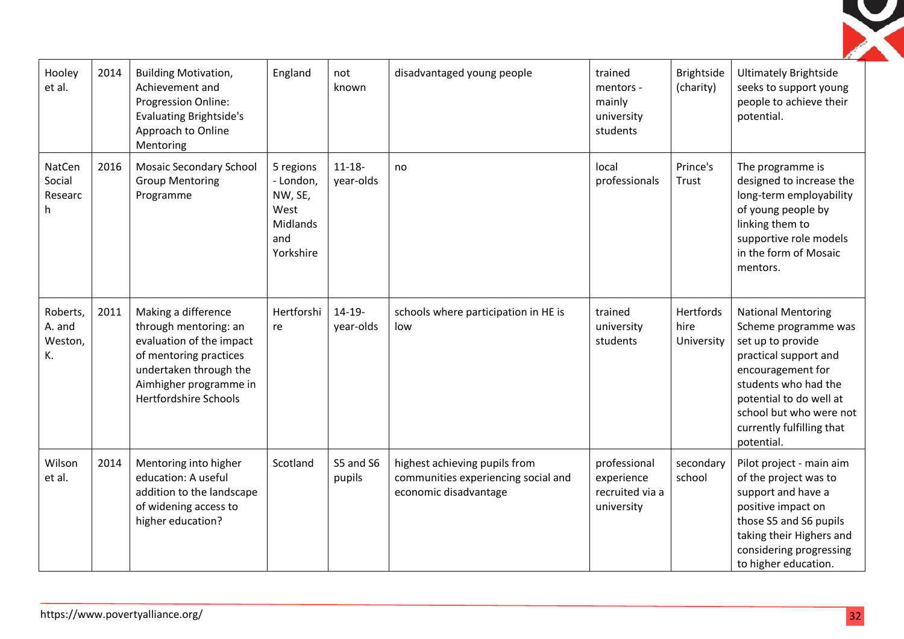| Hooley et al. | 2014 | Building Motivation, Achievement and Progression Online: Evaluating Brightside's Approach to Online Mentoring | England | not known | disadvantaged young people | trained mentors - mainly university students | Brightside (charity) | Ultimately Brightside seeks to support young people to achieve their potential. |
|---|---|---|---|---|---|---|---|---|
| NatCen Social Research | 2016 | Mosaic Secondary School Group Mentoring Programme | 5 regions - London, NW, SE, West Midlands and Yorkshire | 11-18-year-olds | no | local professionals | Prince's Trust | The programme is designed to increase the long-term employability of young people by linking them to supportive role models in the form of Mosaic mentors. |
| Roberts, A. and Weston, K. | 2011 | Making a difference through mentoring: an evaluation of the impact of mentoring practices undertaken through the Aimhigher programme in Hertfordshire Schools | Hertforshire | 14-19-year-olds | schools where participation in HE is low | trained university students | Hertfordshire University | National Mentoring Scheme programme was set up to provide practical support and encouragement for students who had the potential to do well at school but who were not currently fulfilling that potential. |
| Wilson et al. | 2014 | Mentoring into higher education: A useful addition to the landscape of widening access to higher education? | Scotland | S5 and S6 pupils | highest achieving pupils from communities experiencing social and economic disadvantage | professional experience recruited via a university | secondary school | Pilot project - main aim of the project was to support and have a positive impact on those S5 and S6 pupils taking their Highers and considering progressing to higher education. |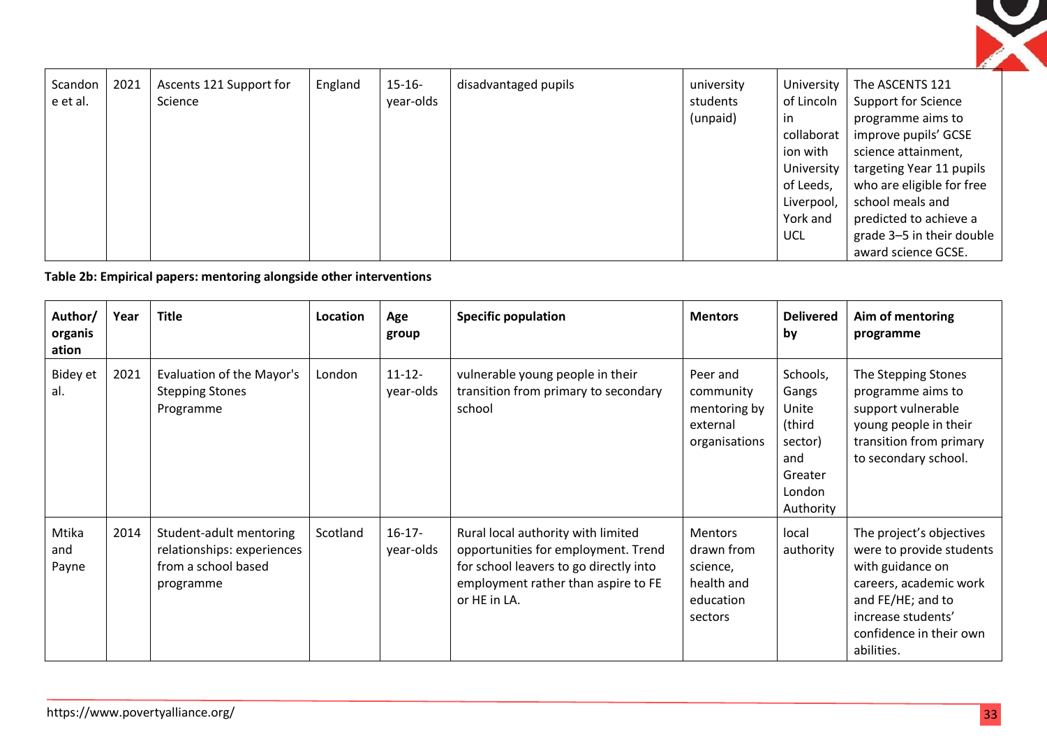| Scandone et al. | 2021 | Ascents 121 Support for Science | England | 15-16-year-olds | disadvantaged pupils | university students (unpaid) | University of Lincoln in collaboration with University of Leeds, Liverpool, York and UCL | The ASCENTS 121 Support for Science programme aims to improve pupils' GCSE science attainment, targeting Year 11 pupils who are eligible for free school meals and predicted to achieve a grade 3–5 in their double award science GCSE. |
|---|---|---|---|---|---|---|---|---|

**Table 2b: Empirical papers: mentoring alongside other interventions**

| Author/ organisation | Year | Title | Location | Age group | Specific population | Mentors | Delivered by | Aim of mentoring programme |
|---|---|---|---|---|---|---|---|---|
| Bidey et al. | 2021 | Evaluation of the Mayor's Stepping Stones Programme | London | 11-12-year-olds | vulnerable young people in their transition from primary to secondary school | Peer and community mentoring by external organisations | Schools, Gangs Unite (third sector) and Greater London Authority | The Stepping Stones programme aims to support vulnerable young people in their transition from primary to secondary school. |
| Mtika and Payne | 2014 | Student-adult mentoring relationships: experiences from a school based programme | Scotland | 16-17-year-olds | Rural local authority with limited opportunities for employment. Trend for school leavers to go directly into employment rather than aspire to FE or HE in LA. | Mentors drawn from science, health and education sectors | local authority | The project's objectives were to provide students with guidance on careers, academic work and FE/HE; and to increase students' confidence in their own abilities. |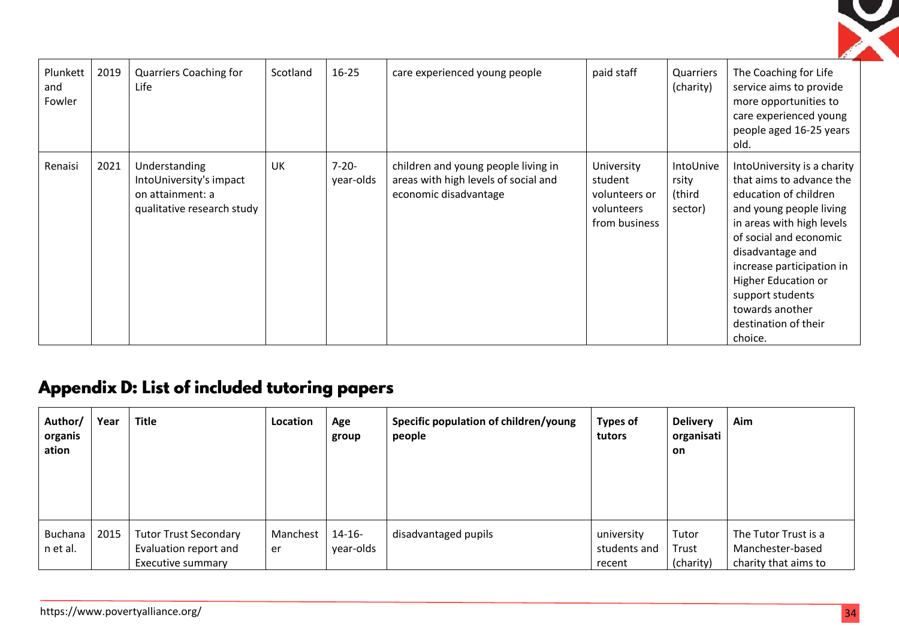| | | | | | | | | |
|---|---|---|---|---|---|---|---|---|
| Plunkett and Fowler | 2019 | Quarriers Coaching for Life | Scotland | 16-25 | care experienced young people | paid staff | Quarriers (charity) | The Coaching for Life service aims to provide more opportunities to care experienced young people aged 16-25 years old. |
| Renaisi | 2021 | Understanding IntoUniversity's impact on attainment: a qualitative research study | UK | 7-20-year-olds | children and young people living in areas with high levels of social and economic disadvantage | University student volunteers or volunteers from business | IntoUniversity (third sector) | IntoUniversity is a charity that aims to advance the education of children and young people living in areas with high levels of social and economic disadvantage and increase participation in Higher Education or support students towards another destination of their choice. |

## Appendix D: List of included tutoring papers

| Author/ organisation | Year | Title | Location | Age group | Specific population of children/young people | Types of tutors | Delivery organisation | Aim |
|---|---|---|---|---|---|---|---|---|
| Buchanan et al. | 2015 | Tutor Trust Secondary Evaluation report and Executive summary | Manchester | 14-16-year-olds | disadvantaged pupils | university students and recent | Tutor Trust (charity) | The Tutor Trust is a Manchester-based charity that aims to |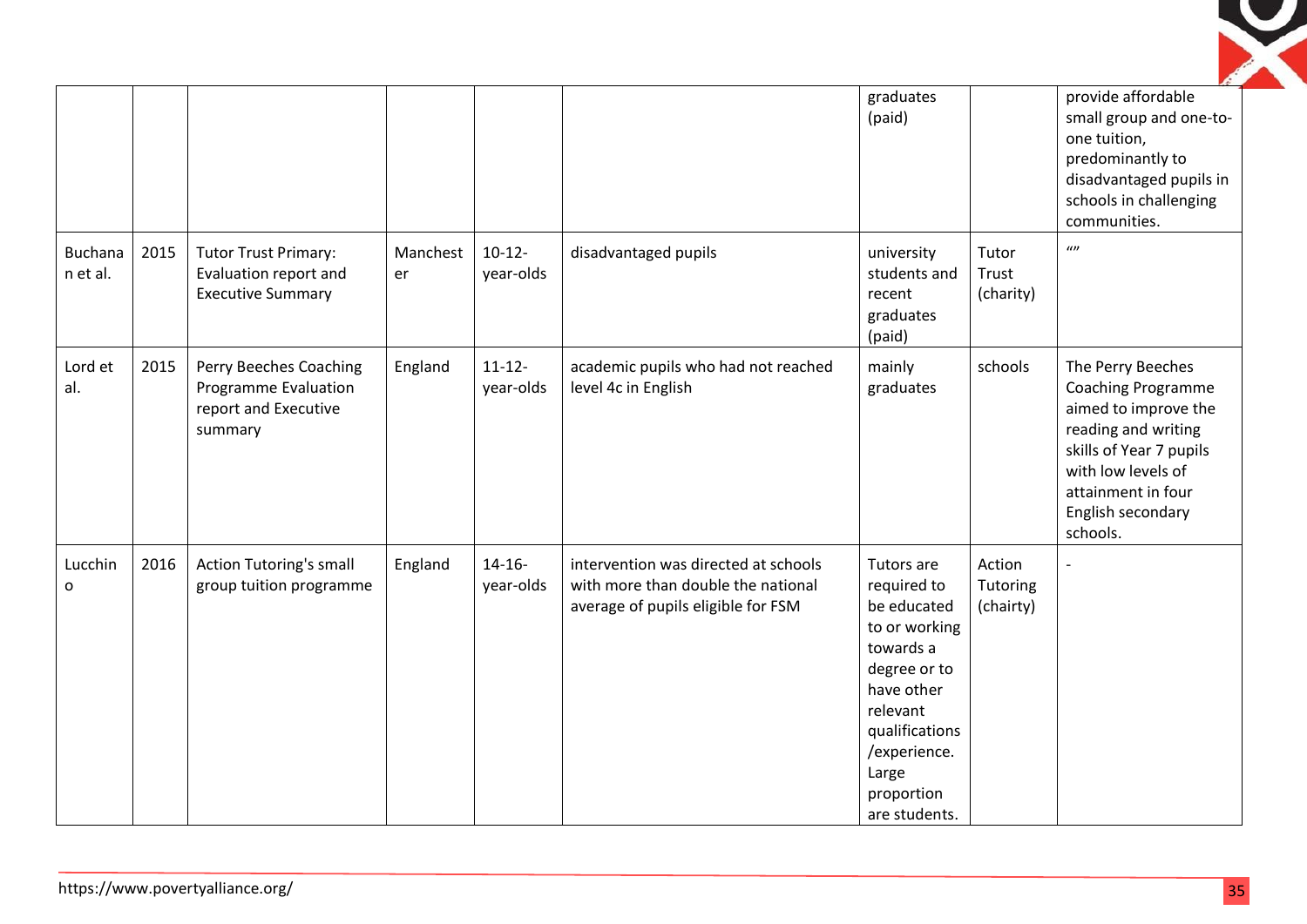| | | | | | | | | |
|---|---|---|---|---|---|---|---|---|
| | | | | | | graduates (paid) | | provide affordable small group and one-to-one tuition, predominantly to disadvantaged pupils in schools in challenging communities. |
| Buchanan et al. | 2015 | Tutor Trust Primary: Evaluation report and Executive Summary | Manchester | 10-12-year-olds | disadvantaged pupils | university students and recent graduates (paid) | Tutor Trust (charity) | "" |
| Lord et al. | 2015 | Perry Beeches Coaching Programme Evaluation report and Executive summary | England | 11-12-year-olds | academic pupils who had not reached level 4c in English | mainly graduates | schools | The Perry Beeches Coaching Programme aimed to improve the reading and writing skills of Year 7 pupils with low levels of attainment in four English secondary schools. |
| Lucchino | 2016 | Action Tutoring's small group tuition programme | England | 14-16-year-olds | intervention was directed at schools with more than double the national average of pupils eligible for FSM | Tutors are required to be educated to or working towards a degree or to have other relevant qualifications /experience. Large proportion are students. | Action Tutoring (chairty) | - |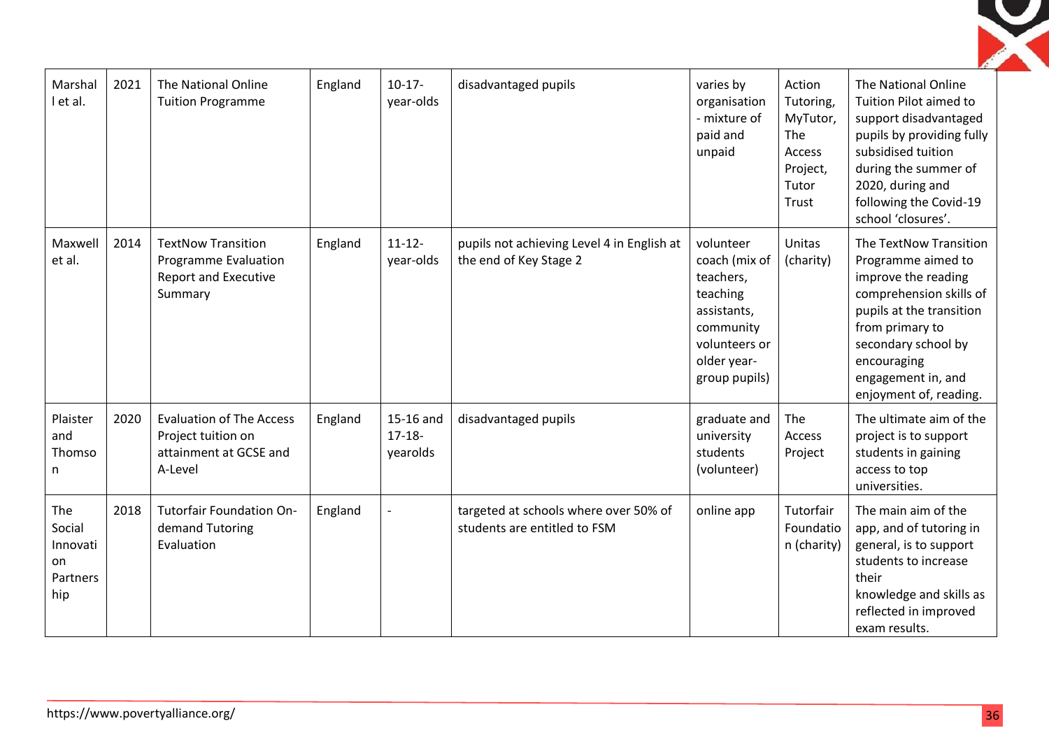| | | | | | | | | |
|---|---|---|---|---|---|---|---|---|
| Marshall et al. | 2021 | The National Online Tuition Programme | England | 10-17-year-olds | disadvantaged pupils | varies by organisation - mixture of paid and unpaid | Action Tutoring, MyTutor, The Access Project, Tutor Trust | The National Online Tuition Pilot aimed to support disadvantaged pupils by providing fully subsidised tuition during the summer of 2020, during and following the Covid-19 school 'closures'. |
| Maxwell et al. | 2014 | TextNow Transition Programme Evaluation Report and Executive Summary | England | 11-12-year-olds | pupils not achieving Level 4 in English at the end of Key Stage 2 | volunteer coach (mix of teachers, teaching assistants, community volunteers or older year-group pupils) | Unitas (charity) | The TextNow Transition Programme aimed to improve the reading comprehension skills of pupils at the transition from primary to secondary school by encouraging engagement in, and enjoyment of, reading. |
| Plaister and Thomson | 2020 | Evaluation of The Access Project tuition on attainment at GCSE and A-Level | England | 15-16 and 17-18-yearolds | disadvantaged pupils | graduate and university students (volunteer) | The Access Project | The ultimate aim of the project is to support students in gaining access to top universities. |
| The Social Innovation Partnership | 2018 | Tutorfair Foundation On-demand Tutoring Evaluation | England | - | targeted at schools where over 50% of students are entitled to FSM | online app | Tutorfair Foundation (charity) | The main aim of the app, and of tutoring in general, is to support students to increase their knowledge and skills as reflected in improved exam results. |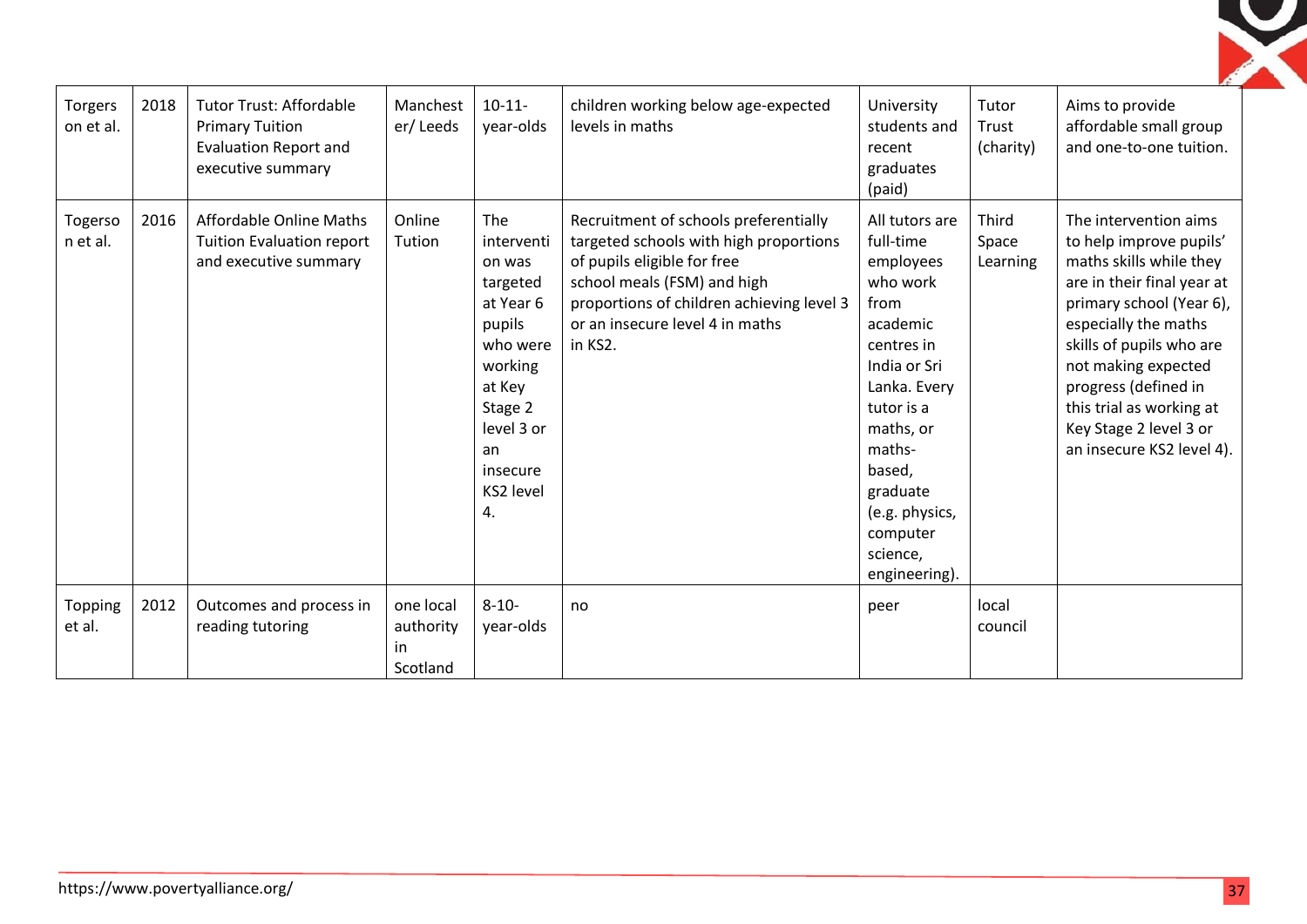| | | | | | | | | |
|---|---|---|---|---|---|---|---|---|
| Torgerson et al. | 2018 | Tutor Trust: Affordable Primary Tuition Evaluation Report and executive summary | Manchester/ Leeds | 10-11-year-olds | children working below age-expected levels in maths | University students and recent graduates (paid) | Tutor Trust (charity) | Aims to provide affordable small group and one-to-one tuition. |
| Togerson et al. | 2016 | Affordable Online Maths Tuition Evaluation report and executive summary | Online Tution | The intervention was targeted at Year 6 pupils who were working at Key Stage 2 level 3 or an insecure KS2 level 4. | Recruitment of schools preferentially targeted schools with high proportions of pupils eligible for free school meals (FSM) and high proportions of children achieving level 3 or an insecure level 4 in maths in KS2. | All tutors are full-time employees who work from academic centres in India or Sri Lanka. Every tutor is a maths, or maths-based, graduate (e.g. physics, computer science, engineering). | Third Space Learning | The intervention aims to help improve pupils' maths skills while they are in their final year at primary school (Year 6), especially the maths skills of pupils who are not making expected progress (defined in this trial as working at Key Stage 2 level 3 or an insecure KS2 level 4). |
| Topping et al. | 2012 | Outcomes and process in reading tutoring | one local authority in Scotland | 8-10-year-olds | no | peer | local council | |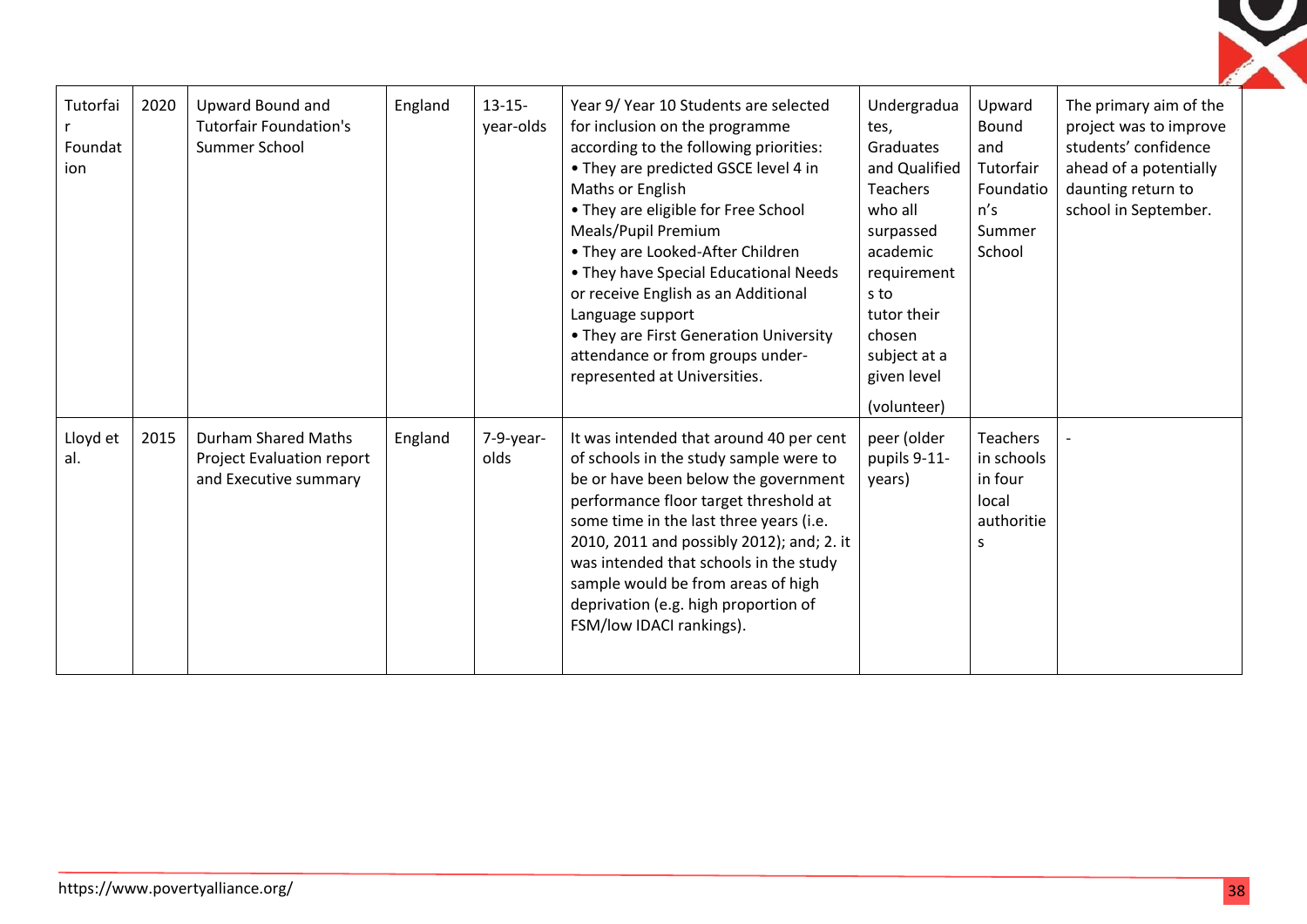| Tutorfair Foundation | 2020 | Upward Bound and Tutorfair Foundation's Summer School | England | 13-15-year-olds | Year 9/ Year 10 Students are selected for inclusion on the programme according to the following priorities:<br>• They are predicted GSCE level 4 in Maths or English<br>• They are eligible for Free School Meals/Pupil Premium<br>• They are Looked-After Children<br>• They have Special Educational Needs or receive English as an Additional Language support<br>• They are First Generation University attendance or from groups under-represented at Universities. | Undergraduates, Graduates and Qualified Teachers who all surpassed academic requirements to tutor their chosen subject at a given level (volunteer) | Upward Bound and Tutorfair Foundation's Summer School | The primary aim of the project was to improve students' confidence ahead of a potentially daunting return to school in September. |
|---|---|---|---|---|---|---|---|---|
| Lloyd et al. | 2015 | Durham Shared Maths Project Evaluation report and Executive summary | England | 7-9-year-olds | It was intended that around 40 per cent of schools in the study sample were to be or have been below the government performance floor target threshold at some time in the last three years (i.e. 2010, 2011 and possibly 2012); and; 2. it was intended that schools in the study sample would be from areas of high deprivation (e.g. high proportion of FSM/low IDACI rankings). | peer (older pupils 9-11-years) | Teachers in schools in four local authorities | - |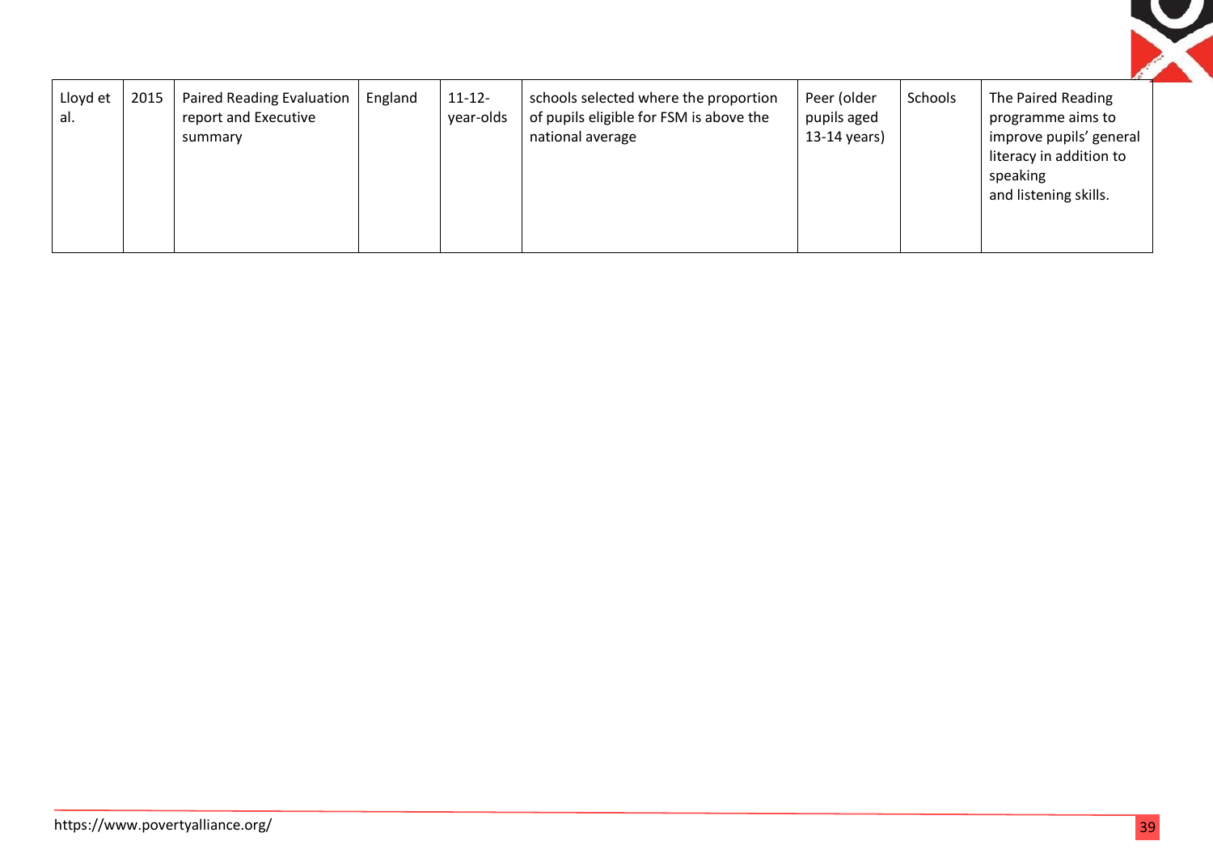| | | | | | | | | |
|---|---|---|---|---|---|---|---|---|
| Lloyd et al. | 2015 | Paired Reading Evaluation report and Executive summary | England | 11-12-year-olds | schools selected where the proportion of pupils eligible for FSM is above the national average | Peer (older pupils aged 13-14 years) | Schools | The Paired Reading programme aims to improve pupils' general literacy in addition to speaking and listening skills. |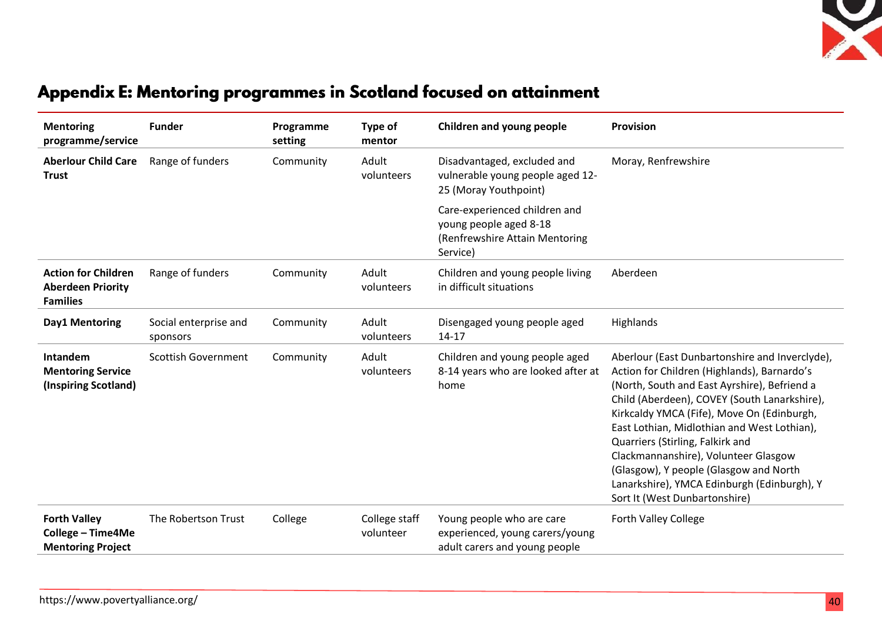## Appendix E: Mentoring programmes in Scotland focused on attainment

| Mentoring programme/service | Funder | Programme setting | Type of mentor | Children and young people | Provision |
|---|---|---|---|---|---|
| **Aberlour Child Care Trust** | Range of funders | Community | Adult volunteers | Disadvantaged, excluded and vulnerable young people aged 12-25 (Moray Youthpoint)<br><br>Care-experienced children and young people aged 8-18 (Renfrewshire Attain Mentoring Service) | Moray, Renfrewshire |
| **Action for Children Aberdeen Priority Families** | Range of funders | Community | Adult volunteers | Children and young people living in difficult situations | Aberdeen |
| **Day1 Mentoring** | Social enterprise and sponsors | Community | Adult volunteers | Disengaged young people aged 14-17 | Highlands |
| **Intandem Mentoring Service (Inspiring Scotland)** | Scottish Government | Community | Adult volunteers | Children and young people aged 8-14 years who are looked after at home | Aberlour (East Dunbartonshire and Inverclyde), Action for Children (Highlands), Barnardo's (North, South and East Ayrshire), Befriend a Child (Aberdeen), COVEY (South Lanarkshire), Kirkcaldy YMCA (Fife), Move On (Edinburgh, East Lothian, Midlothian and West Lothian), Quarriers (Stirling, Falkirk and Clackmannanshire), Volunteer Glasgow (Glasgow), Y people (Glasgow and North Lanarkshire), YMCA Edinburgh (Edinburgh), Y Sort It (West Dunbartonshire) |
| **Forth Valley College – Time4Me Mentoring Project** | The Robertson Trust | College | College staff volunteer | Young people who are care experienced, young carers/young adult carers and young people | Forth Valley College |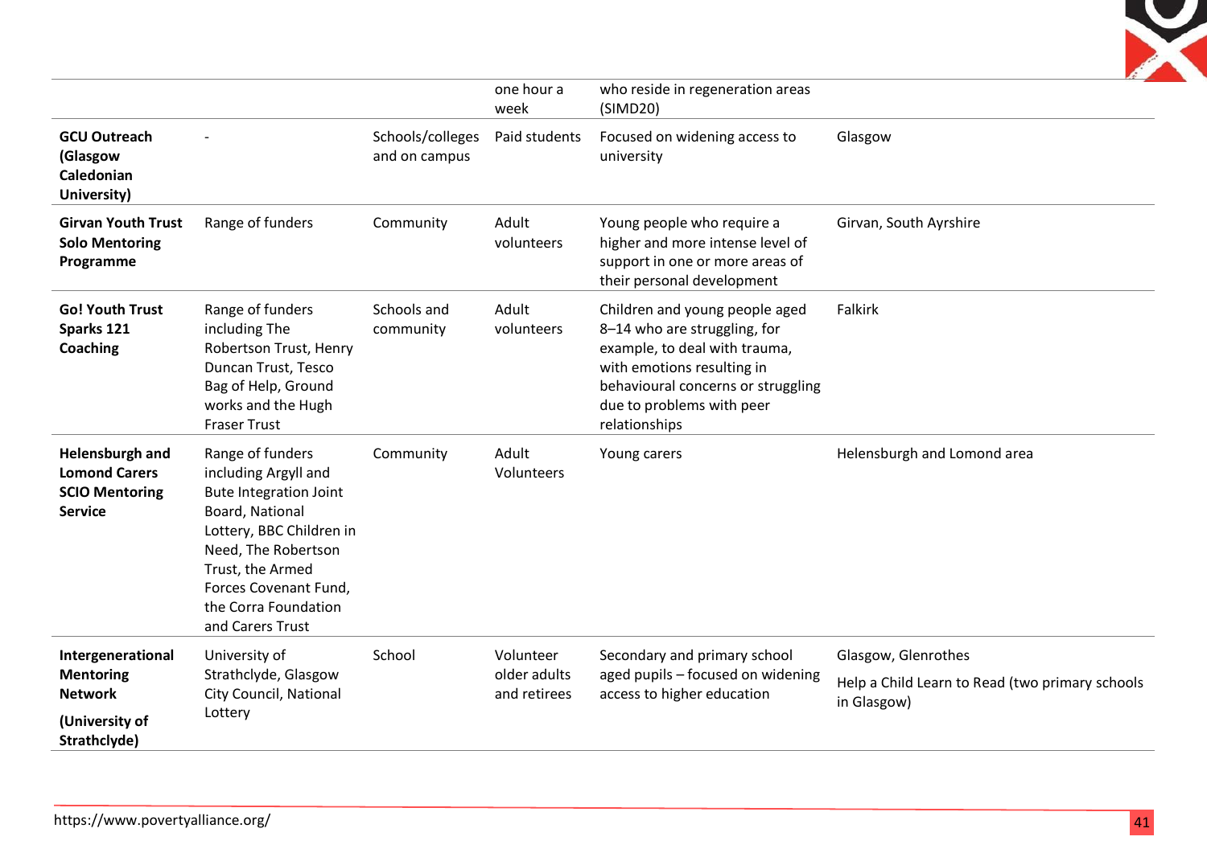| | | | | | |
|---|---|---|---|---|---|
| | | | one hour a week | who reside in regeneration areas (SIMD20) | |
| **GCU Outreach (Glasgow Caledonian University)** | - | Schools/colleges and on campus | Paid students | Focused on widening access to university | Glasgow |
| **Girvan Youth Trust Solo Mentoring Programme** | Range of funders | Community | Adult volunteers | Young people who require a higher and more intense level of support in one or more areas of their personal development | Girvan, South Ayrshire |
| **Go! Youth Trust Sparks 121 Coaching** | Range of funders including The Robertson Trust, Henry Duncan Trust, Tesco Bag of Help, Ground works and the Hugh Fraser Trust | Schools and community | Adult volunteers | Children and young people aged 8–14 who are struggling, for example, to deal with trauma, with emotions resulting in behavioural concerns or struggling due to problems with peer relationships | Falkirk |
| **Helensburgh and Lomond Carers SCIO Mentoring Service** | Range of funders including Argyll and Bute Integration Joint Board, National Lottery, BBC Children in Need, The Robertson Trust, the Armed Forces Covenant Fund, the Corra Foundation and Carers Trust | Community | Adult Volunteers | Young carers | Helensburgh and Lomond area |
| **Intergenerational Mentoring Network (University of Strathclyde)** | University of Strathclyde, Glasgow City Council, National Lottery | School | Volunteer older adults and retirees | Secondary and primary school aged pupils – focused on widening access to higher education | Glasgow, Glenrothes<br>Help a Child Learn to Read (two primary schools in Glasgow) |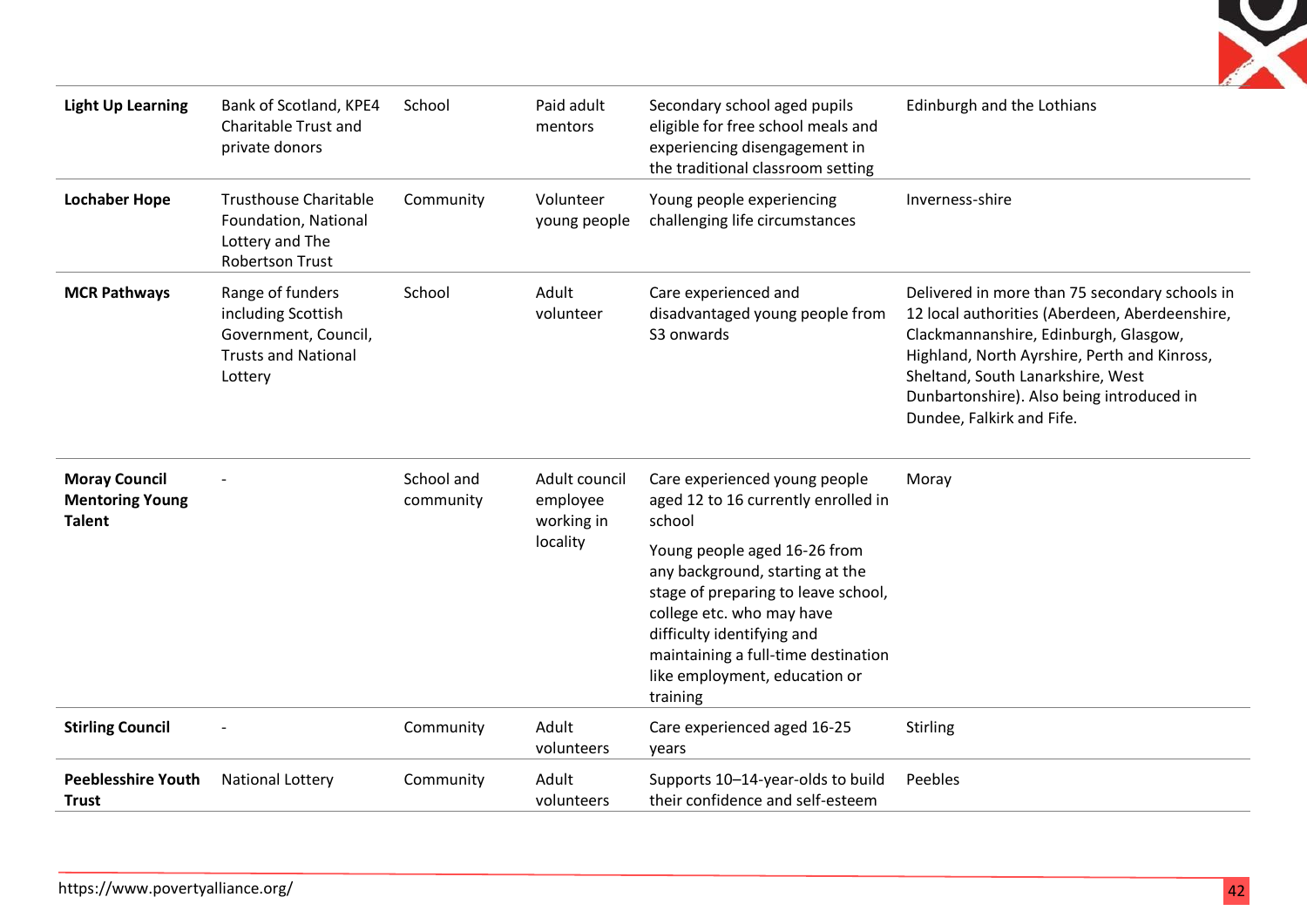| | | | | | |
|---|---|---|---|---|---|
| **Light Up Learning** | Bank of Scotland, KPE4 Charitable Trust and private donors | School | Paid adult mentors | Secondary school aged pupils eligible for free school meals and experiencing disengagement in the traditional classroom setting | Edinburgh and the Lothians |
| **Lochaber Hope** | Trusthouse Charitable Foundation, National Lottery and The Robertson Trust | Community | Volunteer young people | Young people experiencing challenging life circumstances | Inverness-shire |
| **MCR Pathways** | Range of funders including Scottish Government, Council, Trusts and National Lottery | School | Adult volunteer | Care experienced and disadvantaged young people from S3 onwards | Delivered in more than 75 secondary schools in 12 local authorities (Aberdeen, Aberdeenshire, Clackmannanshire, Edinburgh, Glasgow, Highland, North Ayrshire, Perth and Kinross, Sheltand, South Lanarkshire, West Dunbartonshire). Also being introduced in Dundee, Falkirk and Fife. |
| **Moray Council Mentoring Young Talent** | - | School and community | Adult council employee working in locality | Care experienced young people aged 12 to 16 currently enrolled in school<br><br>Young people aged 16-26 from any background, starting at the stage of preparing to leave school, college etc. who may have difficulty identifying and maintaining a full-time destination like employment, education or training | Moray |
| **Stirling Council** | - | Community | Adult volunteers | Care experienced aged 16-25 years | Stirling |
| **Peeblesshire Youth Trust** | National Lottery | Community | Adult volunteers | Supports 10–14-year-olds to build their confidence and self-esteem | Peebles |

https://www.povertyalliance.org/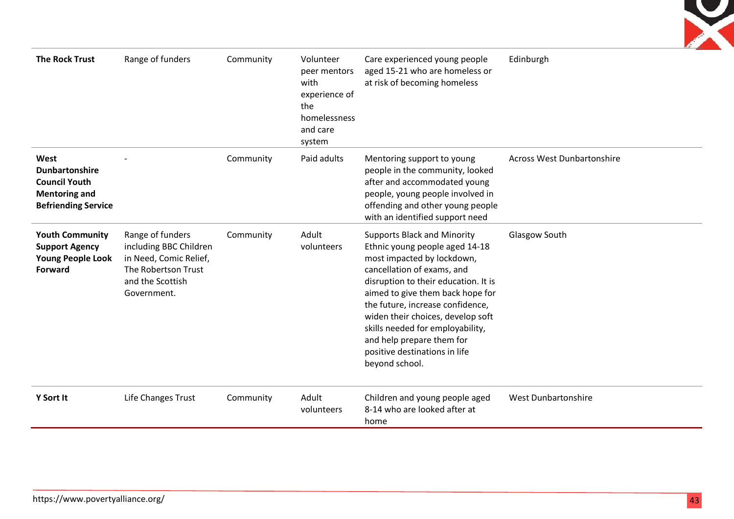| | | | | | |
|---|---|---|---|---|---|
| **The Rock Trust** | Range of funders | Community | Volunteer peer mentors with experience of the homelessness and care system | Care experienced young people aged 15-21 who are homeless or at risk of becoming homeless | Edinburgh |
| **West Dunbartonshire Council Youth Mentoring and Befriending Service** | - | Community | Paid adults | Mentoring support to young people in the community, looked after and accommodated young people, young people involved in offending and other young people with an identified support need | Across West Dunbartonshire |
| **Youth Community Support Agency Young People Look Forward** | Range of funders including BBC Children in Need, Comic Relief, The Robertson Trust and the Scottish Government. | Community | Adult volunteers | Supports Black and Minority Ethnic young people aged 14-18 most impacted by lockdown, cancellation of exams, and disruption to their education. It is aimed to give them back hope for the future, increase confidence, widen their choices, develop soft skills needed for employability, and help prepare them for positive destinations in life beyond school. | Glasgow South |
| **Y Sort It** | Life Changes Trust | Community | Adult volunteers | Children and young people aged 8-14 who are looked after at home | West Dunbartonshire |